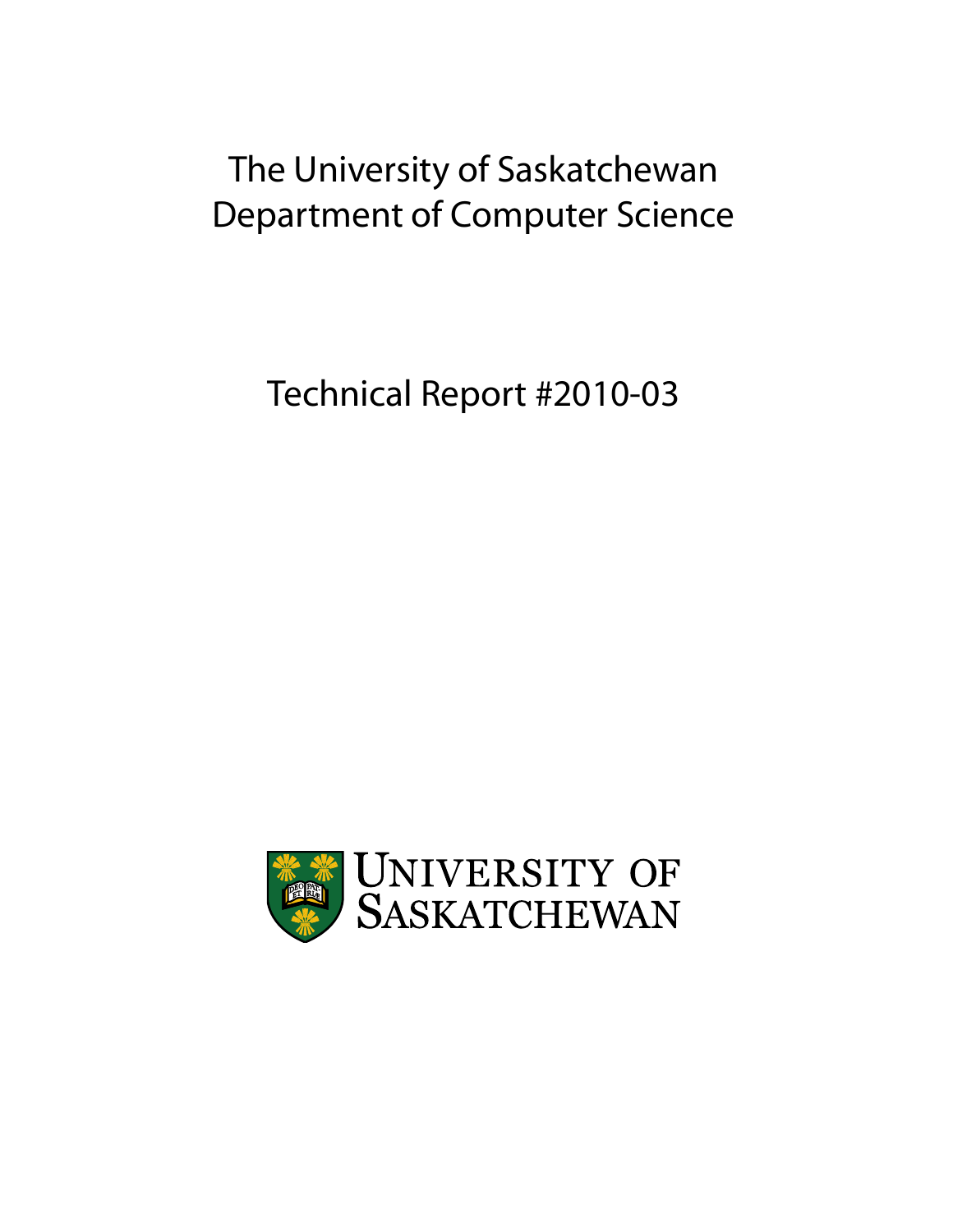The University of Saskatchewan
Department of Computer Science

Technical Report #2010-03

UNIVERSITY OF SASKATCHEWAN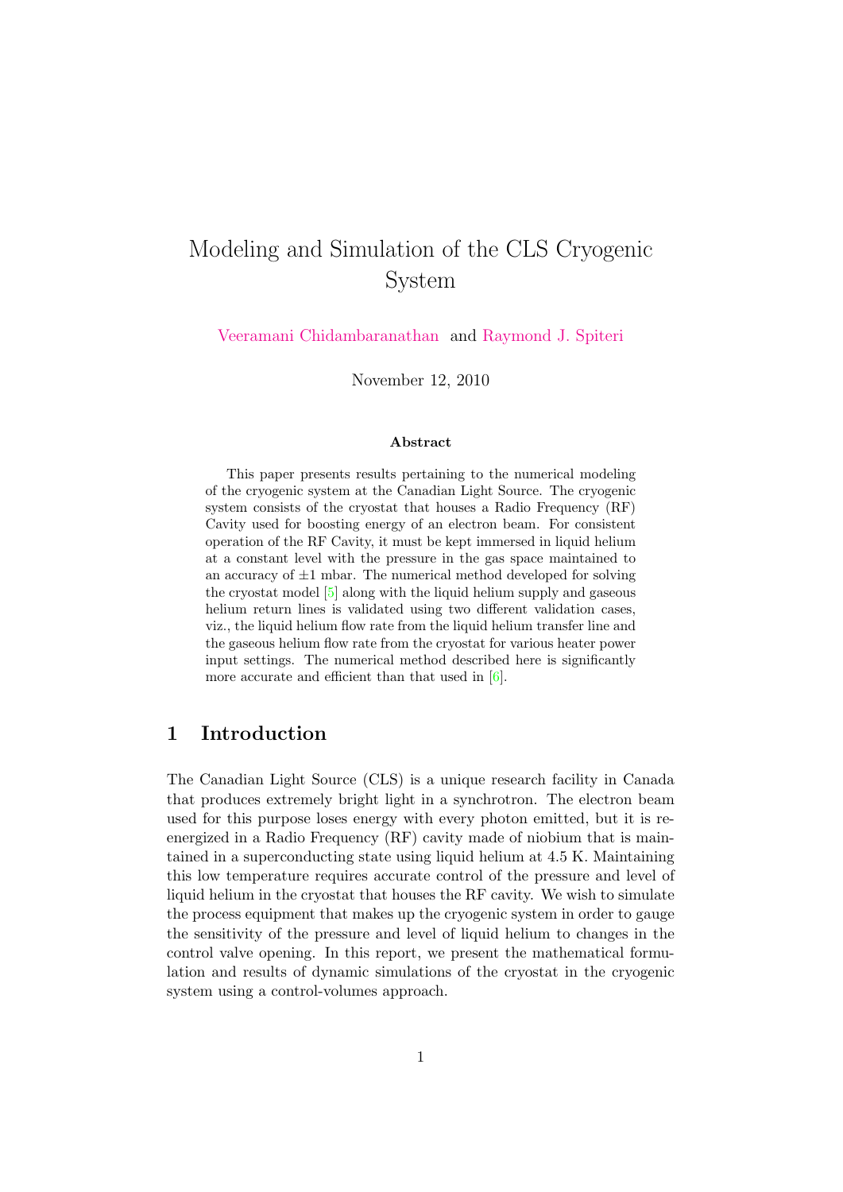# Modeling and Simulation of the CLS Cryogenic System

Veeramani Chidambaranathan and Raymond J. Spiteri

November 12, 2010

### Abstract

This paper presents results pertaining to the numerical modeling of the cryogenic system at the Canadian Light Source. The cryogenic system consists of the cryostat that houses a Radio Frequency (RF) Cavity used for boosting energy of an electron beam. For consistent operation of the RF Cavity, it must be kept immersed in liquid helium at a constant level with the pressure in the gas space maintained to an accuracy of ±1 mbar. The numerical method developed for solving the cryostat model [5] along with the liquid helium supply and gaseous helium return lines is validated using two different validation cases, viz., the liquid helium flow rate from the liquid helium transfer line and the gaseous helium flow rate from the cryostat for various heater power input settings. The numerical method described here is significantly more accurate and efficient than that used in [6].

## 1 Introduction

The Canadian Light Source (CLS) is a unique research facility in Canada that produces extremely bright light in a synchrotron. The electron beam used for this purpose loses energy with every photon emitted, but it is re-energized in a Radio Frequency (RF) cavity made of niobium that is maintained in a superconducting state using liquid helium at 4.5 K. Maintaining this low temperature requires accurate control of the pressure and level of liquid helium in the cryostat that houses the RF cavity. We wish to simulate the process equipment that makes up the cryogenic system in order to gauge the sensitivity of the pressure and level of liquid helium to changes in the control valve opening. In this report, we present the mathematical formulation and results of dynamic simulations of the cryostat in the cryogenic system using a control-volumes approach.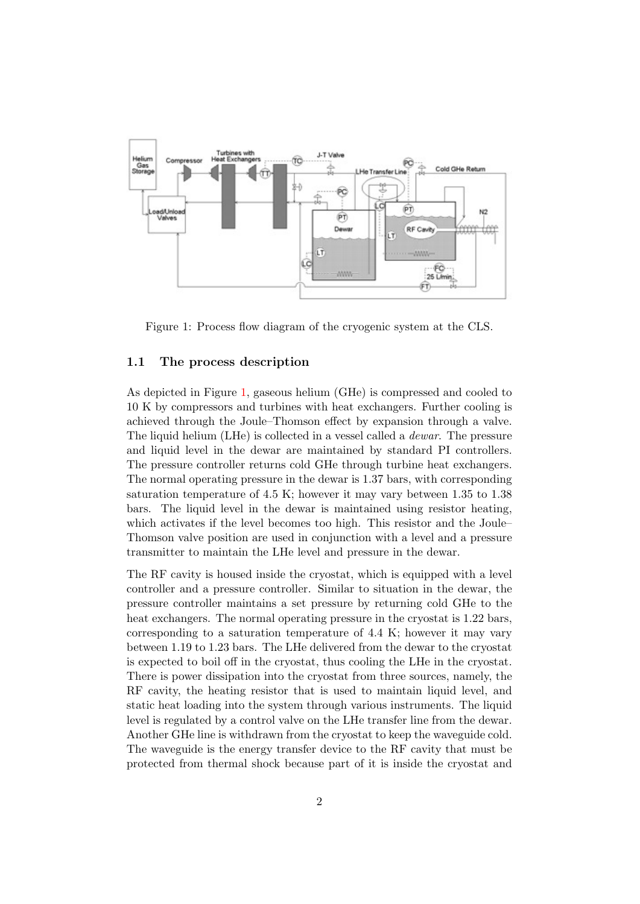Figure 1: Process flow diagram of the cryogenic system at the CLS.

### 1.1 The process description

As depicted in Figure 1, gaseous helium (GHe) is compressed and cooled to 10 K by compressors and turbines with heat exchangers. Further cooling is achieved through the Joule–Thomson effect by expansion through a valve. The liquid helium (LHe) is collected in a vessel called a *dewar*. The pressure and liquid level in the dewar are maintained by standard PI controllers. The pressure controller returns cold GHe through turbine heat exchangers. The normal operating pressure in the dewar is 1.37 bars, with corresponding saturation temperature of 4.5 K; however it may vary between 1.35 to 1.38 bars. The liquid level in the dewar is maintained using resistor heating, which activates if the level becomes too high. This resistor and the Joule–Thomson valve position are used in conjunction with a level and a pressure transmitter to maintain the LHe level and pressure in the dewar.

The RF cavity is housed inside the cryostat, which is equipped with a level controller and a pressure controller. Similar to situation in the dewar, the pressure controller maintains a set pressure by returning cold GHe to the heat exchangers. The normal operating pressure in the cryostat is 1.22 bars, corresponding to a saturation temperature of 4.4 K; however it may vary between 1.19 to 1.23 bars. The LHe delivered from the dewar to the cryostat is expected to boil off in the cryostat, thus cooling the LHe in the cryostat. There is power dissipation into the cryostat from three sources, namely, the RF cavity, the heating resistor that is used to maintain liquid level, and static heat loading into the system through various instruments. The liquid level is regulated by a control valve on the LHe transfer line from the dewar. Another GHe line is withdrawn from the cryostat to keep the waveguide cold. The waveguide is the energy transfer device to the RF cavity that must be protected from thermal shock because part of it is inside the cryostat and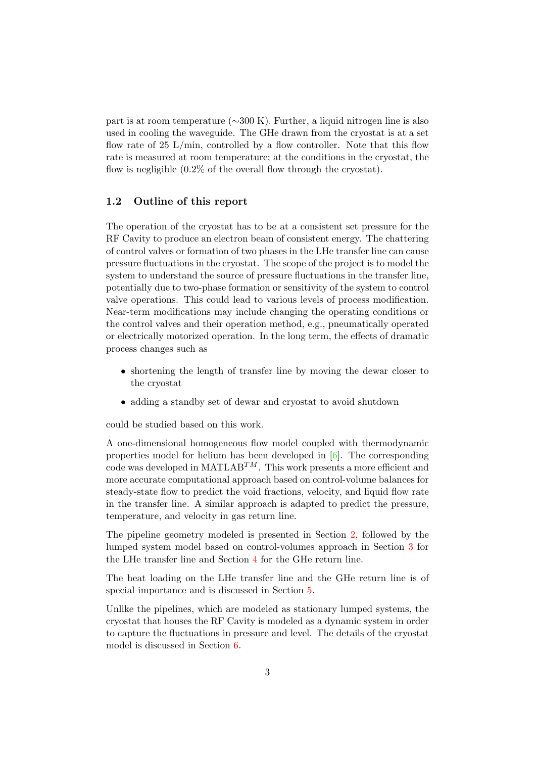part is at room temperature (∼300 K). Further, a liquid nitrogen line is also used in cooling the waveguide. The GHe drawn from the cryostat is at a set flow rate of 25 L/min, controlled by a flow controller. Note that this flow rate is measured at room temperature; at the conditions in the cryostat, the flow is negligible (0.2% of the overall flow through the cryostat).

### 1.2 Outline of this report

The operation of the cryostat has to be at a consistent set pressure for the RF Cavity to produce an electron beam of consistent energy. The chattering of control valves or formation of two phases in the LHe transfer line can cause pressure fluctuations in the cryostat. The scope of the project is to model the system to understand the source of pressure fluctuations in the transfer line, potentially due to two-phase formation or sensitivity of the system to control valve operations. This could lead to various levels of process modification. Near-term modifications may include changing the operating conditions or the control valves and their operation method, e.g., pneumatically operated or electrically motorized operation. In the long term, the effects of dramatic process changes such as

- shortening the length of transfer line by moving the dewar closer to the cryostat
- adding a standby set of dewar and cryostat to avoid shutdown

could be studied based on this work.

A one-dimensional homogeneous flow model coupled with thermodynamic properties model for helium has been developed in [6]. The corresponding code was developed in MATLAB$^{TM}$. This work presents a more efficient and more accurate computational approach based on control-volume balances for steady-state flow to predict the void fractions, velocity, and liquid flow rate in the transfer line. A similar approach is adapted to predict the pressure, temperature, and velocity in gas return line.

The pipeline geometry modeled is presented in Section 2, followed by the lumped system model based on control-volumes approach in Section 3 for the LHe transfer line and Section 4 for the GHe return line.

The heat loading on the LHe transfer line and the GHe return line is of special importance and is discussed in Section 5.

Unlike the pipelines, which are modeled as stationary lumped systems, the cryostat that houses the RF Cavity is modeled as a dynamic system in order to capture the fluctuations in pressure and level. The details of the cryostat model is discussed in Section 6.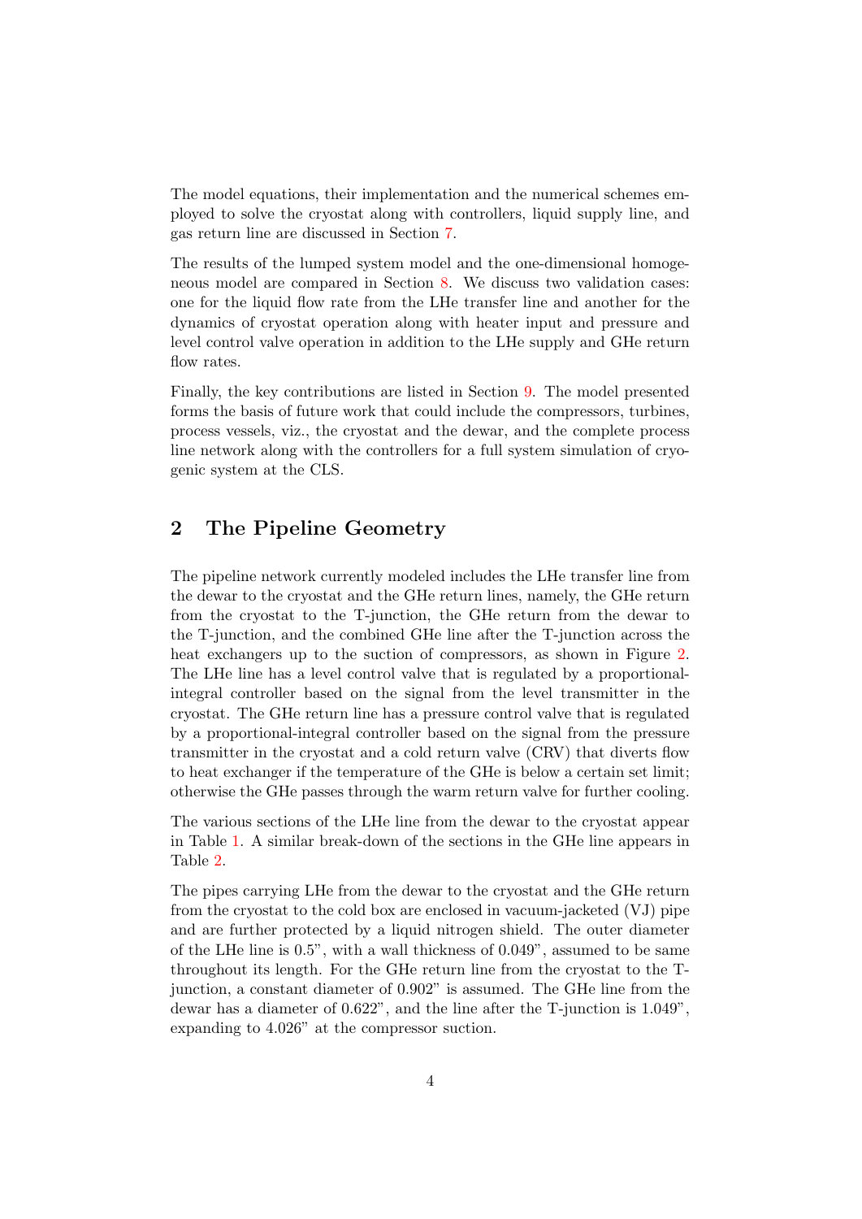The model equations, their implementation and the numerical schemes employed to solve the cryostat along with controllers, liquid supply line, and gas return line are discussed in Section 7.

The results of the lumped system model and the one-dimensional homogeneous model are compared in Section 8. We discuss two validation cases: one for the liquid flow rate from the LHe transfer line and another for the dynamics of cryostat operation along with heater input and pressure and level control valve operation in addition to the LHe supply and GHe return flow rates.

Finally, the key contributions are listed in Section 9. The model presented forms the basis of future work that could include the compressors, turbines, process vessels, viz., the cryostat and the dewar, and the complete process line network along with the controllers for a full system simulation of cryogenic system at the CLS.

## 2 The Pipeline Geometry

The pipeline network currently modeled includes the LHe transfer line from the dewar to the cryostat and the GHe return lines, namely, the GHe return from the cryostat to the T-junction, the GHe return from the dewar to the T-junction, and the combined GHe line after the T-junction across the heat exchangers up to the suction of compressors, as shown in Figure 2. The LHe line has a level control valve that is regulated by a proportional-integral controller based on the signal from the level transmitter in the cryostat. The GHe return line has a pressure control valve that is regulated by a proportional-integral controller based on the signal from the pressure transmitter in the cryostat and a cold return valve (CRV) that diverts flow to heat exchanger if the temperature of the GHe is below a certain set limit; otherwise the GHe passes through the warm return valve for further cooling.

The various sections of the LHe line from the dewar to the cryostat appear in Table 1. A similar break-down of the sections in the GHe line appears in Table 2.

The pipes carrying LHe from the dewar to the cryostat and the GHe return from the cryostat to the cold box are enclosed in vacuum-jacketed (VJ) pipe and are further protected by a liquid nitrogen shield. The outer diameter of the LHe line is 0.5", with a wall thickness of 0.049", assumed to be same throughout its length. For the GHe return line from the cryostat to the T-junction, a constant diameter of 0.902" is assumed. The GHe line from the dewar has a diameter of 0.622", and the line after the T-junction is 1.049", expanding to 4.026" at the compressor suction.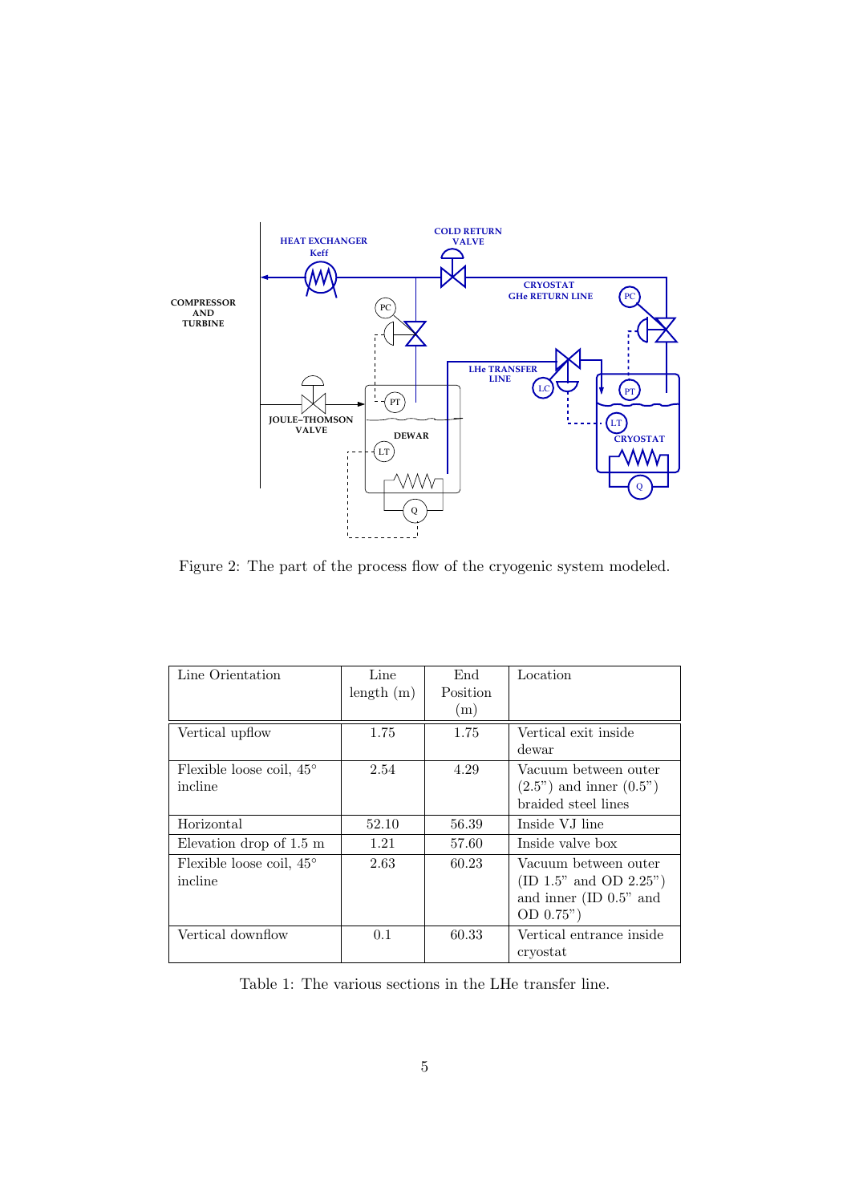Figure 2: The part of the process flow of the cryogenic system modeled.

| Line Orientation | Line length (m) | End Position (m) | Location |
|---|---|---|---|
| Vertical upflow | 1.75 | 1.75 | Vertical exit inside dewar |
| Flexible loose coil, 45° incline | 2.54 | 4.29 | Vacuum between outer (2.5") and inner (0.5") braided steel lines |
| Horizontal | 52.10 | 56.39 | Inside VJ line |
| Elevation drop of 1.5 m | 1.21 | 57.60 | Inside valve box |
| Flexible loose coil, 45° incline | 2.63 | 60.23 | Vacuum between outer (ID 1.5" and OD 2.25") and inner (ID 0.5" and OD 0.75") |
| Vertical downflow | 0.1 | 60.33 | Vertical entrance inside cryostat |

Table 1: The various sections in the LHe transfer line.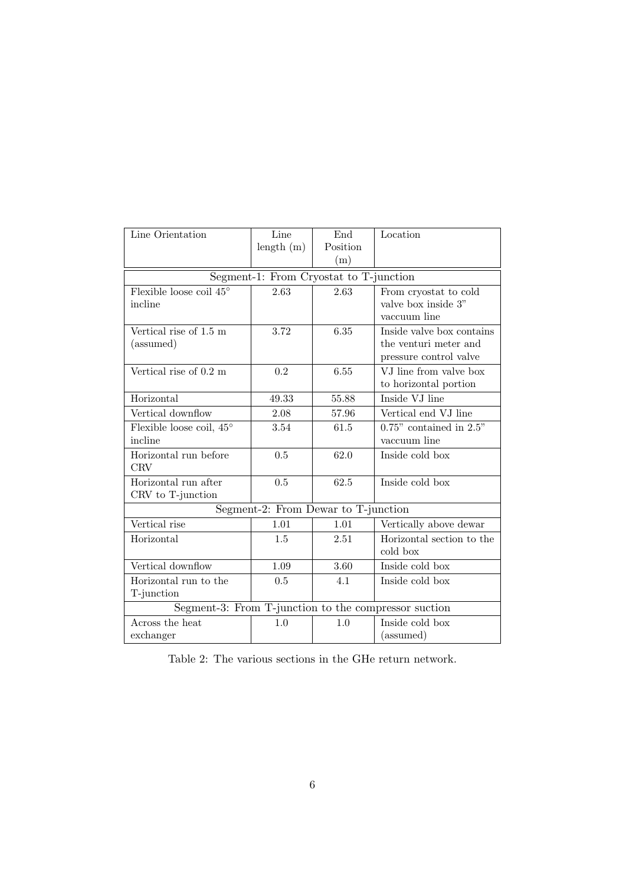| Line Orientation | Line length (m) | End Position (m) | Location |
|---|---|---|---|
| Segment-1: From Cryostat to T-junction | | | |
| Flexible loose coil 45° incline | 2.63 | 2.63 | From cryostat to cold valve box inside 3" vaccuum line |
| Vertical rise of 1.5 m (assumed) | 3.72 | 6.35 | Inside valve box contains the venturi meter and pressure control valve |
| Vertical rise of 0.2 m | 0.2 | 6.55 | VJ line from valve box to horizontal portion |
| Horizontal | 49.33 | 55.88 | Inside VJ line |
| Vertical downflow | 2.08 | 57.96 | Vertical end VJ line |
| Flexible loose coil, 45° incline | 3.54 | 61.5 | 0.75" contained in 2.5" vaccuum line |
| Horizontal run before CRV | 0.5 | 62.0 | Inside cold box |
| Horizontal run after CRV to T-junction | 0.5 | 62.5 | Inside cold box |
| Segment-2: From Dewar to T-junction | | | |
| Vertical rise | 1.01 | 1.01 | Vertically above dewar |
| Horizontal | 1.5 | 2.51 | Horizontal section to the cold box |
| Vertical downflow | 1.09 | 3.60 | Inside cold box |
| Horizontal run to the T-junction | 0.5 | 4.1 | Inside cold box |
| Segment-3: From T-junction to the compressor suction | | | |
| Across the heat exchanger | 1.0 | 1.0 | Inside cold box (assumed) |

Table 2: The various sections in the GHe return network.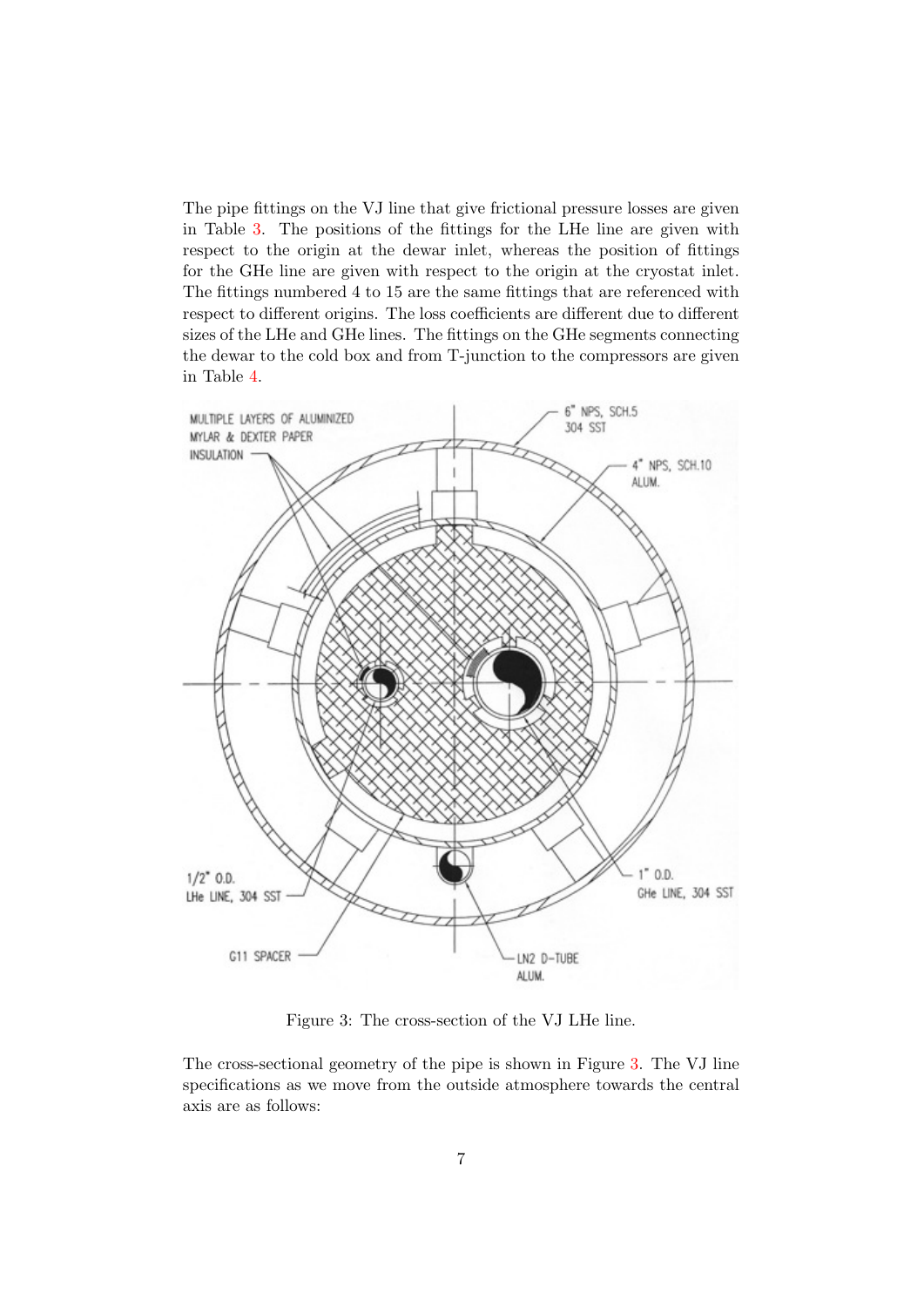The pipe fittings on the VJ line that give frictional pressure losses are given in Table 3. The positions of the fittings for the LHe line are given with respect to the origin at the dewar inlet, whereas the position of fittings for the GHe line are given with respect to the origin at the cryostat inlet. The fittings numbered 4 to 15 are the same fittings that are referenced with respect to different origins. The loss coefficients are different due to different sizes of the LHe and GHe lines. The fittings on the GHe segments connecting the dewar to the cold box and from T-junction to the compressors are given in Table 4.

Figure 3: The cross-section of the VJ LHe line.

The cross-sectional geometry of the pipe is shown in Figure 3. The VJ line specifications as we move from the outside atmosphere towards the central axis are as follows: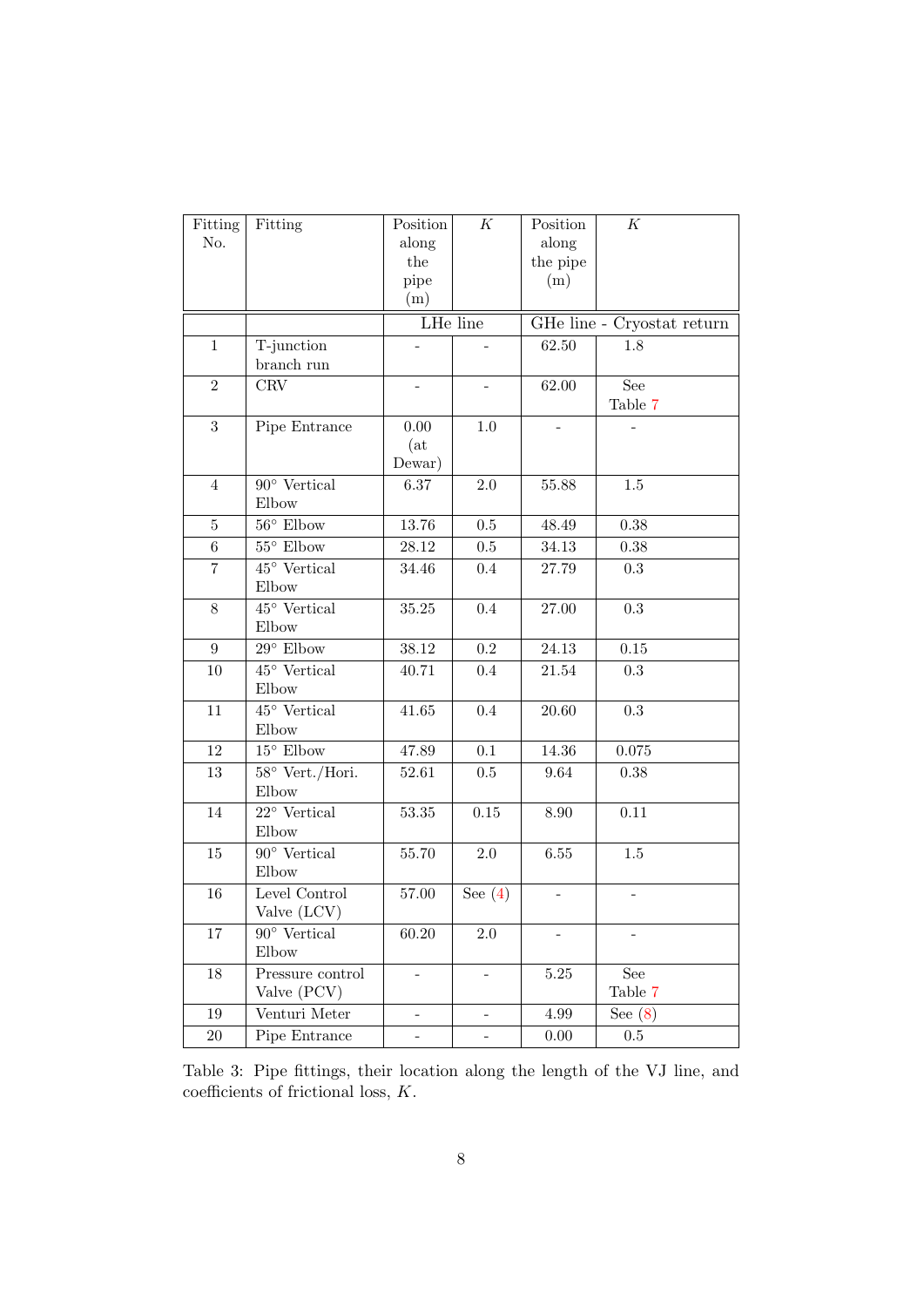| Fitting No. | Fitting | Position along the pipe (m) | $K$ | Position along the pipe (m) | $K$ |
|---|---|---|---|---|---|
| | | LHe line | | GHe line - Cryostat return | |
| 1 | T-junction branch run | - | - | 62.50 | 1.8 |
| 2 | CRV | - | - | 62.00 | See Table 7 |
| 3 | Pipe Entrance | 0.00 (at Dewar) | 1.0 | - | - |
| 4 | 90° Vertical Elbow | 6.37 | 2.0 | 55.88 | 1.5 |
| 5 | 56° Elbow | 13.76 | 0.5 | 48.49 | 0.38 |
| 6 | 55° Elbow | 28.12 | 0.5 | 34.13 | 0.38 |
| 7 | 45° Vertical Elbow | 34.46 | 0.4 | 27.79 | 0.3 |
| 8 | 45° Vertical Elbow | 35.25 | 0.4 | 27.00 | 0.3 |
| 9 | 29° Elbow | 38.12 | 0.2 | 24.13 | 0.15 |
| 10 | 45° Vertical Elbow | 40.71 | 0.4 | 21.54 | 0.3 |
| 11 | 45° Vertical Elbow | 41.65 | 0.4 | 20.60 | 0.3 |
| 12 | 15° Elbow | 47.89 | 0.1 | 14.36 | 0.075 |
| 13 | 58° Vert./Hori. Elbow | 52.61 | 0.5 | 9.64 | 0.38 |
| 14 | 22° Vertical Elbow | 53.35 | 0.15 | 8.90 | 0.11 |
| 15 | 90° Vertical Elbow | 55.70 | 2.0 | 6.55 | 1.5 |
| 16 | Level Control Valve (LCV) | 57.00 | See (4) | - | - |
| 17 | 90° Vertical Elbow | 60.20 | 2.0 | - | - |
| 18 | Pressure control Valve (PCV) | - | - | 5.25 | See Table 7 |
| 19 | Venturi Meter | - | - | 4.99 | See (8) |
| 20 | Pipe Entrance | - | - | 0.00 | 0.5 |

Table 3: Pipe fittings, their location along the length of the VJ line, and coefficients of frictional loss, $K$.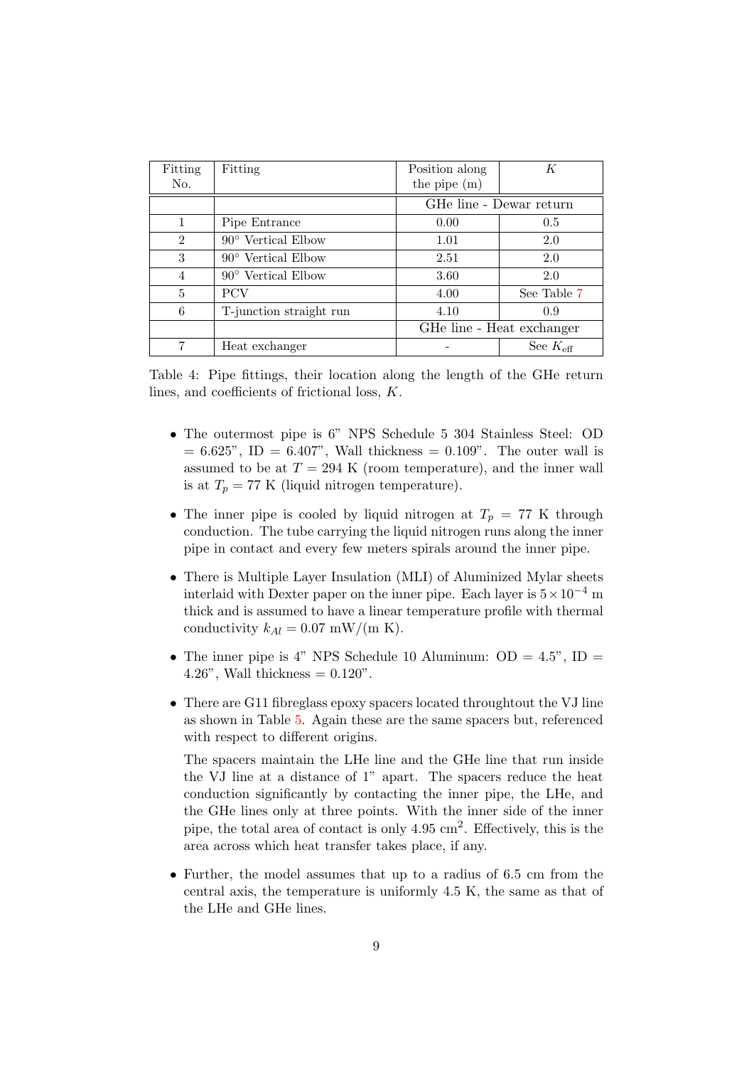| Fitting No. | Fitting | Position along the pipe (m) | $K$ |
|---|---|---|---|
| | | GHe line - Dewar return | |
| 1 | Pipe Entrance | 0.00 | 0.5 |
| 2 | 90° Vertical Elbow | 1.01 | 2.0 |
| 3 | 90° Vertical Elbow | 2.51 | 2.0 |
| 4 | 90° Vertical Elbow | 3.60 | 2.0 |
| 5 | PCV | 4.00 | See Table 7 |
| 6 | T-junction straight run | 4.10 | 0.9 |
| | | GHe line - Heat exchanger | |
| 7 | Heat exchanger | - | See $K_{\text{eff}}$ |

Table 4: Pipe fittings, their location along the length of the GHe return lines, and coefficients of frictional loss, $K$.

- The outermost pipe is 6" NPS Schedule 5 304 Stainless Steel: OD = 6.625", ID = 6.407", Wall thickness = 0.109". The outer wall is assumed to be at $T = 294$ K (room temperature), and the inner wall is at $T_p = 77$ K (liquid nitrogen temperature).

- The inner pipe is cooled by liquid nitrogen at $T_p = 77$ K through conduction. The tube carrying the liquid nitrogen runs along the inner pipe in contact and every few meters spirals around the inner pipe.

- There is Multiple Layer Insulation (MLI) of Aluminized Mylar sheets interlaid with Dexter paper on the inner pipe. Each layer is $5 \times 10^{-4}$ m thick and is assumed to have a linear temperature profile with thermal conductivity $k_{Al} = 0.07$ mW/(m K).

- The inner pipe is 4" NPS Schedule 10 Aluminum: OD = 4.5", ID = 4.26", Wall thickness = 0.120".

- There are G11 fibreglass epoxy spacers located throughtout the VJ line as shown in Table 5. Again these are the same spacers but, referenced with respect to different origins.

  The spacers maintain the LHe line and the GHe line that run inside the VJ line at a distance of 1" apart. The spacers reduce the heat conduction significantly by contacting the inner pipe, the LHe, and the GHe lines only at three points. With the inner side of the inner pipe, the total area of contact is only 4.95 $\text{cm}^2$. Effectively, this is the area across which heat transfer takes place, if any.

- Further, the model assumes that up to a radius of 6.5 cm from the central axis, the temperature is uniformly 4.5 K, the same as that of the LHe and GHe lines.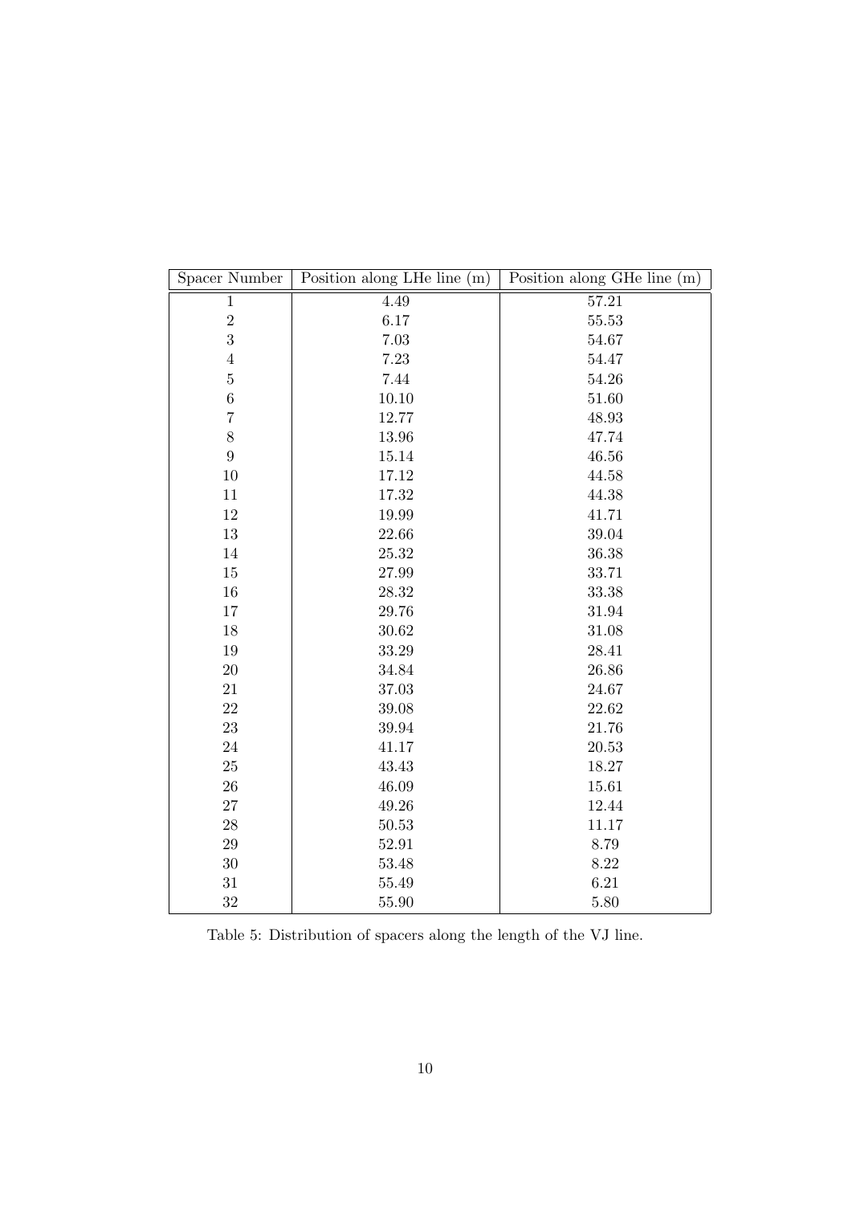| Spacer Number | Position along LHe line (m) | Position along GHe line (m) |
|---|---|---|
| 1 | 4.49 | 57.21 |
| 2 | 6.17 | 55.53 |
| 3 | 7.03 | 54.67 |
| 4 | 7.23 | 54.47 |
| 5 | 7.44 | 54.26 |
| 6 | 10.10 | 51.60 |
| 7 | 12.77 | 48.93 |
| 8 | 13.96 | 47.74 |
| 9 | 15.14 | 46.56 |
| 10 | 17.12 | 44.58 |
| 11 | 17.32 | 44.38 |
| 12 | 19.99 | 41.71 |
| 13 | 22.66 | 39.04 |
| 14 | 25.32 | 36.38 |
| 15 | 27.99 | 33.71 |
| 16 | 28.32 | 33.38 |
| 17 | 29.76 | 31.94 |
| 18 | 30.62 | 31.08 |
| 19 | 33.29 | 28.41 |
| 20 | 34.84 | 26.86 |
| 21 | 37.03 | 24.67 |
| 22 | 39.08 | 22.62 |
| 23 | 39.94 | 21.76 |
| 24 | 41.17 | 20.53 |
| 25 | 43.43 | 18.27 |
| 26 | 46.09 | 15.61 |
| 27 | 49.26 | 12.44 |
| 28 | 50.53 | 11.17 |
| 29 | 52.91 | 8.79 |
| 30 | 53.48 | 8.22 |
| 31 | 55.49 | 6.21 |
| 32 | 55.90 | 5.80 |

Table 5: Distribution of spacers along the length of the VJ line.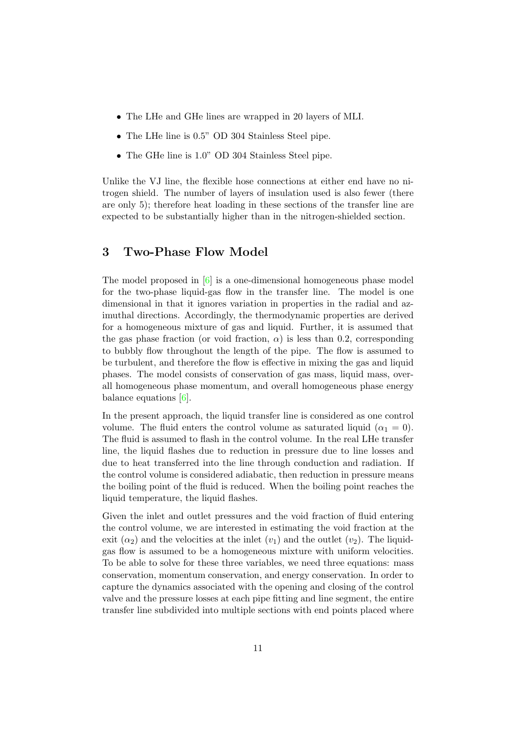- The LHe and GHe lines are wrapped in 20 layers of MLI.
- The LHe line is 0.5" OD 304 Stainless Steel pipe.
- The GHe line is 1.0" OD 304 Stainless Steel pipe.

Unlike the VJ line, the flexible hose connections at either end have no nitrogen shield. The number of layers of insulation used is also fewer (there are only 5); therefore heat loading in these sections of the transfer line are expected to be substantially higher than in the nitrogen-shielded section.

## 3 Two-Phase Flow Model

The model proposed in [6] is a one-dimensional homogeneous phase model for the two-phase liquid-gas flow in the transfer line. The model is one dimensional in that it ignores variation in properties in the radial and azimuthal directions. Accordingly, the thermodynamic properties are derived for a homogeneous mixture of gas and liquid. Further, it is assumed that the gas phase fraction (or void fraction, $\alpha$) is less than 0.2, corresponding to bubbly flow throughout the length of the pipe. The flow is assumed to be turbulent, and therefore the flow is effective in mixing the gas and liquid phases. The model consists of conservation of gas mass, liquid mass, overall homogeneous phase momentum, and overall homogeneous phase energy balance equations [6].

In the present approach, the liquid transfer line is considered as one control volume. The fluid enters the control volume as saturated liquid ($\alpha_1 = 0$). The fluid is assumed to flash in the control volume. In the real LHe transfer line, the liquid flashes due to reduction in pressure due to line losses and due to heat transferred into the line through conduction and radiation. If the control volume is considered adiabatic, then reduction in pressure means the boiling point of the fluid is reduced. When the boiling point reaches the liquid temperature, the liquid flashes.

Given the inlet and outlet pressures and the void fraction of fluid entering the control volume, we are interested in estimating the void fraction at the exit ($\alpha_2$) and the velocities at the inlet ($v_1$) and the outlet ($v_2$). The liquid-gas flow is assumed to be a homogeneous mixture with uniform velocities. To be able to solve for these three variables, we need three equations: mass conservation, momentum conservation, and energy conservation. In order to capture the dynamics associated with the opening and closing of the control valve and the pressure losses at each pipe fitting and line segment, the entire transfer line subdivided into multiple sections with end points placed where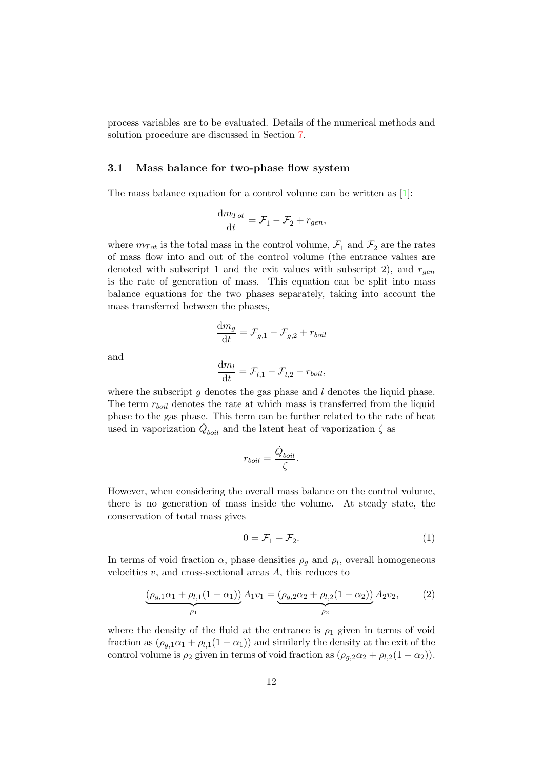process variables are to be evaluated. Details of the numerical methods and solution procedure are discussed in Section 7.

### 3.1 Mass balance for two-phase flow system

The mass balance equation for a control volume can be written as [1]:

$$\frac{\mathrm{d}m_{Tot}}{\mathrm{d}t} = \mathcal{F}_1 - \mathcal{F}_2 + r_{gen},$$

where $m_{Tot}$ is the total mass in the control volume, $\mathcal{F}_1$ and $\mathcal{F}_2$ are the rates of mass flow into and out of the control volume (the entrance values are denoted with subscript 1 and the exit values with subscript 2), and $r_{gen}$ is the rate of generation of mass. This equation can be split into mass balance equations for the two phases separately, taking into account the mass transferred between the phases,

$$\frac{\mathrm{d}m_g}{\mathrm{d}t} = \mathcal{F}_{g,1} - \mathcal{F}_{g,2} + r_{boil}$$

and

$$\frac{\mathrm{d}m_l}{\mathrm{d}t} = \mathcal{F}_{l,1} - \mathcal{F}_{l,2} - r_{boil},$$

where the subscript $g$ denotes the gas phase and $l$ denotes the liquid phase. The term $r_{boil}$ denotes the rate at which mass is transferred from the liquid phase to the gas phase. This term can be further related to the rate of heat used in vaporization $\dot{Q}_{boil}$ and the latent heat of vaporization $\zeta$ as

$$r_{boil} = \frac{\dot{Q}_{boil}}{\zeta}.$$

However, when considering the overall mass balance on the control volume, there is no generation of mass inside the volume. At steady state, the conservation of total mass gives

$$0 = \mathcal{F}_1 - \mathcal{F}_2. \tag{1}$$

In terms of void fraction $\alpha$, phase densities $\rho_g$ and $\rho_l$, overall homogeneous velocities $v$, and cross-sectional areas $A$, this reduces to

$$\underbrace{(\rho_{g,1}\alpha_1 + \rho_{l,1}(1-\alpha_1))}_{\rho_1} A_1 v_1 = \underbrace{(\rho_{g,2}\alpha_2 + \rho_{l,2}(1-\alpha_2))}_{\rho_2} A_2 v_2, \tag{2}$$

where the density of the fluid at the entrance is $\rho_1$ given in terms of void fraction as $(\rho_{g,1}\alpha_1 + \rho_{l,1}(1-\alpha_1))$ and similarly the density at the exit of the control volume is $\rho_2$ given in terms of void fraction as $(\rho_{g,2}\alpha_2 + \rho_{l,2}(1-\alpha_2))$.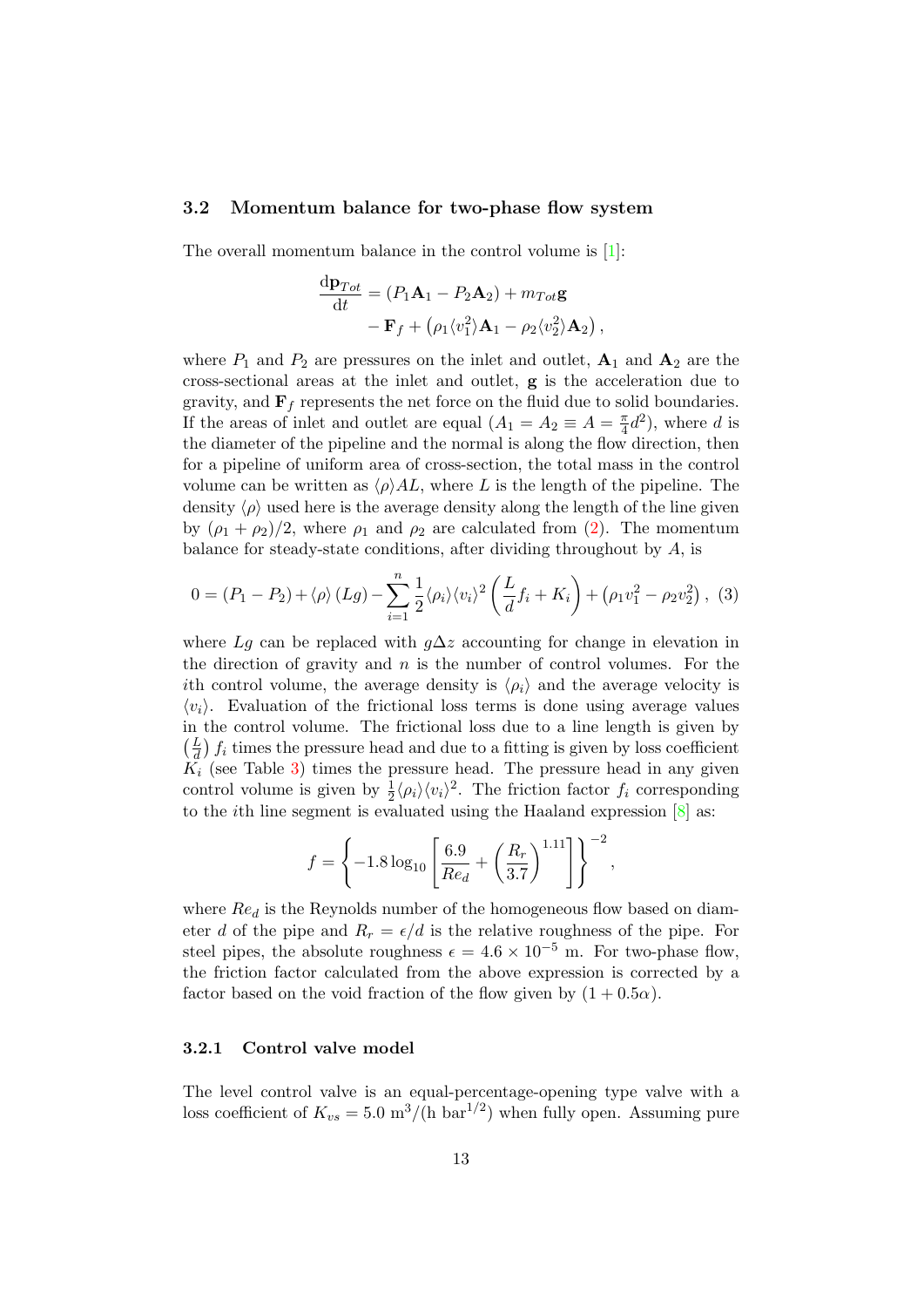### 3.2 Momentum balance for two-phase flow system

The overall momentum balance in the control volume is [1]:

$$\frac{\mathrm{d}\mathbf{p}_{Tot}}{\mathrm{d}t} = (P_1\mathbf{A}_1 - P_2\mathbf{A}_2) + m_{Tot}\mathbf{g} - \mathbf{F}_f + \left(\rho_1\langle v_1^2\rangle\mathbf{A}_1 - \rho_2\langle v_2^2\rangle\mathbf{A}_2\right),$$

where $P_1$ and $P_2$ are pressures on the inlet and outlet, $\mathbf{A}_1$ and $\mathbf{A}_2$ are the cross-sectional areas at the inlet and outlet, $\mathbf{g}$ is the acceleration due to gravity, and $\mathbf{F}_f$ represents the net force on the fluid due to solid boundaries. If the areas of inlet and outlet are equal ($A_1 = A_2 \equiv A = \frac{\pi}{4}d^2$), where $d$ is the diameter of the pipeline and the normal is along the flow direction, then for a pipeline of uniform area of cross-section, the total mass in the control volume can be written as $\langle\rho\rangle AL$, where $L$ is the length of the pipeline. The density $\langle\rho\rangle$ used here is the average density along the length of the line given by $(\rho_1 + \rho_2)/2$, where $\rho_1$ and $\rho_2$ are calculated from (2). The momentum balance for steady-state conditions, after dividing throughout by $A$, is

$$0 = (P_1 - P_2) + \langle\rho\rangle(Lg) - \sum_{i=1}^{n}\frac{1}{2}\langle\rho_i\rangle\langle v_i\rangle^2\left(\frac{L}{d}f_i + K_i\right) + \left(\rho_1 v_1^2 - \rho_2 v_2^2\right), \quad (3)$$

where $Lg$ can be replaced with $g\Delta z$ accounting for change in elevation in the direction of gravity and $n$ is the number of control volumes. For the $i$th control volume, the average density is $\langle\rho_i\rangle$ and the average velocity is $\langle v_i\rangle$. Evaluation of the frictional loss terms is done using average values in the control volume. The frictional loss due to a line length is given by $\left(\frac{L}{d}\right)f_i$ times the pressure head and due to a fitting is given by loss coefficient $K_i$ (see Table 3) times the pressure head. The pressure head in any given control volume is given by $\frac{1}{2}\langle\rho_i\rangle\langle v_i\rangle^2$. The friction factor $f_i$ corresponding to the $i$th line segment is evaluated using the Haaland expression [8] as:

$$f = \left\{-1.8\log_{10}\left[\frac{6.9}{Re_d} + \left(\frac{R_r}{3.7}\right)^{1.11}\right]\right\}^{-2},$$

where $Re_d$ is the Reynolds number of the homogeneous flow based on diameter $d$ of the pipe and $R_r = \epsilon/d$ is the relative roughness of the pipe. For steel pipes, the absolute roughness $\epsilon = 4.6 \times 10^{-5}$ m. For two-phase flow, the friction factor calculated from the above expression is corrected by a factor based on the void fraction of the flow given by $(1 + 0.5\alpha)$.

#### 3.2.1 Control valve model

The level control valve is an equal-percentage-opening type valve with a loss coefficient of $K_{vs} = 5.0$ m$^3$/(h bar$^{1/2}$) when fully open. Assuming pure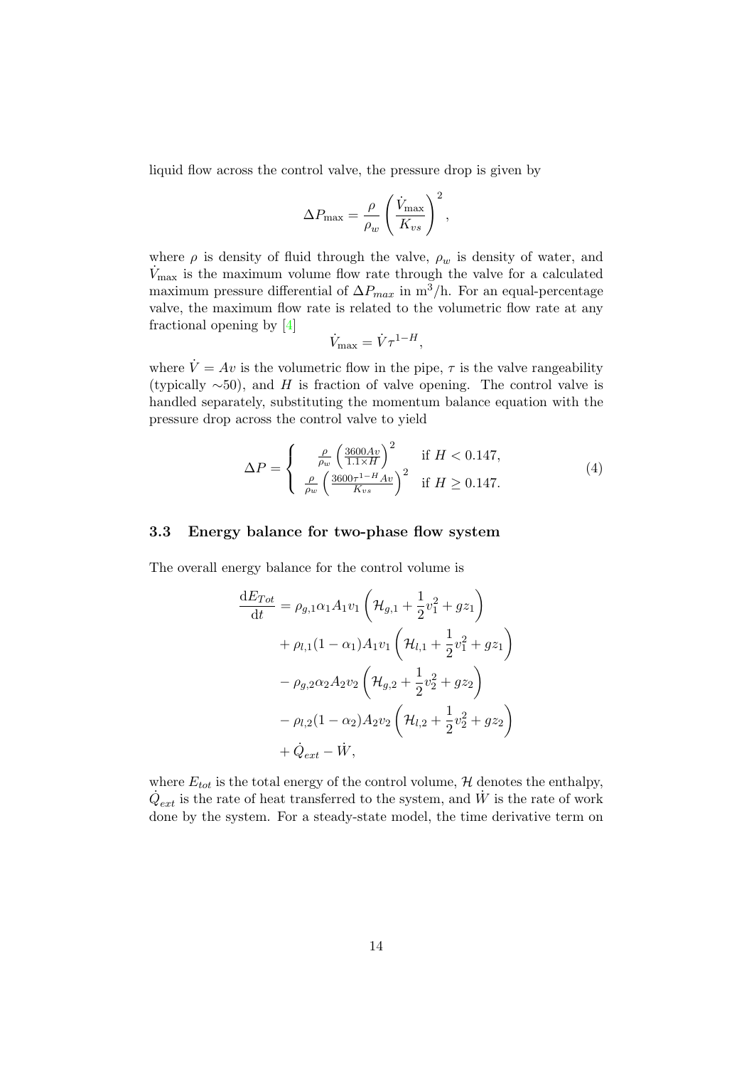liquid flow across the control valve, the pressure drop is given by

$$\Delta P_{\max} = \frac{\rho}{\rho_w}\left(\frac{\dot{V}_{\max}}{K_{vs}}\right)^2,$$

where $\rho$ is density of fluid through the valve, $\rho_w$ is density of water, and $\dot{V}_{\max}$ is the maximum volume flow rate through the valve for a calculated maximum pressure differential of $\Delta P_{max}$ in $\mathrm{m}^3$/h. For an equal-percentage valve, the maximum flow rate is related to the volumetric flow rate at any fractional opening by [4]

$$\dot{V}_{\max} = \dot{V}\tau^{1-H},$$

where $\dot{V} = Av$ is the volumetric flow in the pipe, $\tau$ is the valve rangeability (typically ∼50), and $H$ is fraction of valve opening. The control valve is handled separately, substituting the momentum balance equation with the pressure drop across the control valve to yield

$$\Delta P = \begin{cases} \frac{\rho}{\rho_w}\left(\frac{3600Av}{1.1\times H}\right)^2 & \text{if } H < 0.147, \\ \frac{\rho}{\rho_w}\left(\frac{3600\tau^{1-H}Av}{K_{vs}}\right)^2 & \text{if } H \geq 0.147. \end{cases} \tag{4}$$

### 3.3 Energy balance for two-phase flow system

The overall energy balance for the control volume is

$$\begin{aligned}
\frac{\mathrm{d}E_{Tot}}{\mathrm{d}t} &= \rho_{g,1}\alpha_1 A_1 v_1\left(\mathcal{H}_{g,1} + \frac{1}{2}v_1^2 + gz_1\right) \\
&+ \rho_{l,1}(1-\alpha_1)A_1 v_1\left(\mathcal{H}_{l,1} + \frac{1}{2}v_1^2 + gz_1\right) \\
&- \rho_{g,2}\alpha_2 A_2 v_2\left(\mathcal{H}_{g,2} + \frac{1}{2}v_2^2 + gz_2\right) \\
&- \rho_{l,2}(1-\alpha_2)A_2 v_2\left(\mathcal{H}_{l,2} + \frac{1}{2}v_2^2 + gz_2\right) \\
&+ \dot{Q}_{ext} - \dot{W},
\end{aligned}$$

where $E_{tot}$ is the total energy of the control volume, $\mathcal{H}$ denotes the enthalpy, $\dot{Q}_{ext}$ is the rate of heat transferred to the system, and $\dot{W}$ is the rate of work done by the system. For a steady-state model, the time derivative term on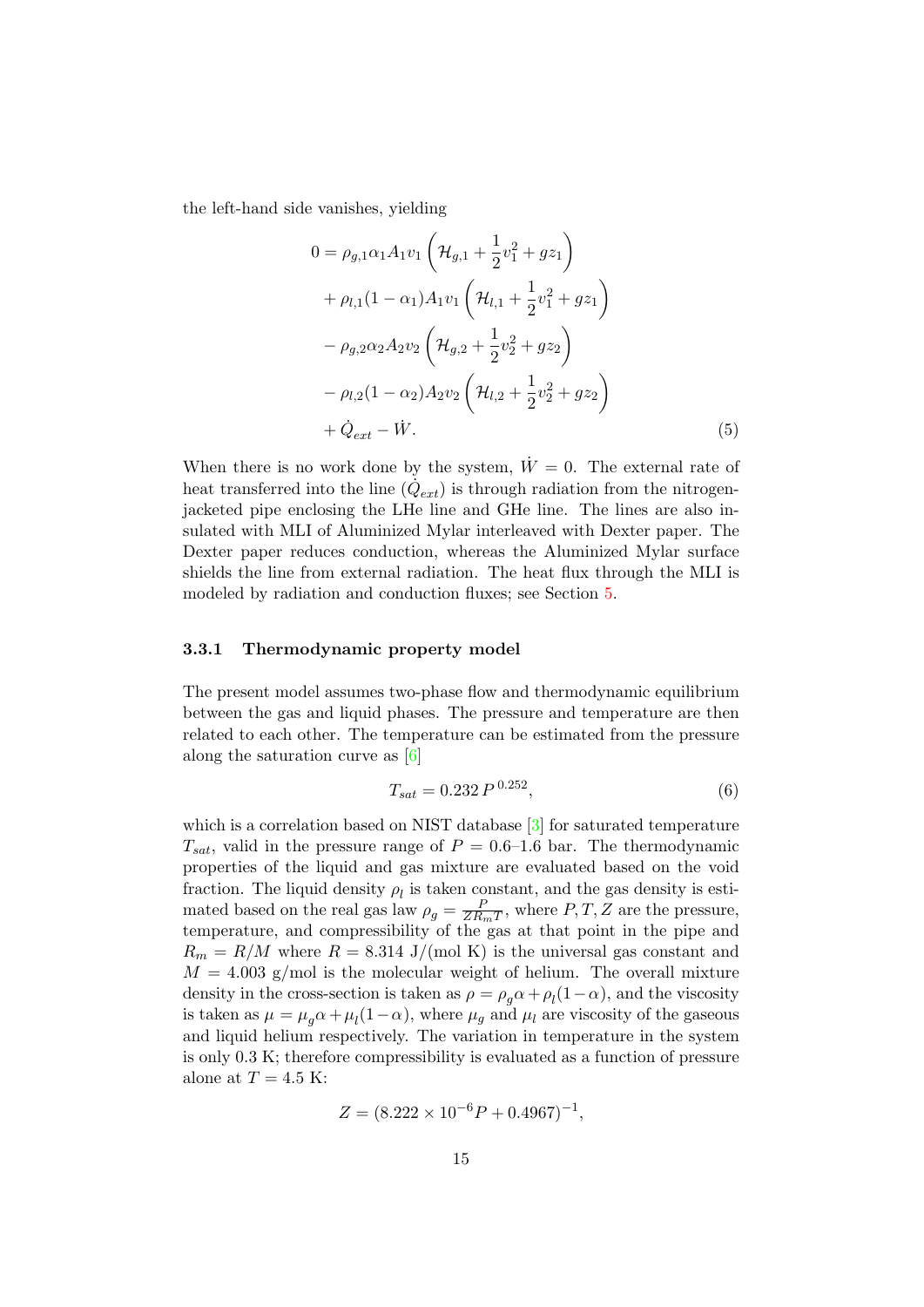the left-hand side vanishes, yielding

$$
\begin{aligned}
0 = & \rho_{g,1}\alpha_1 A_1 v_1 \left( \mathcal{H}_{g,1} + \frac{1}{2}v_1^2 + gz_1 \right) \\
& + \rho_{l,1}(1-\alpha_1) A_1 v_1 \left( \mathcal{H}_{l,1} + \frac{1}{2}v_1^2 + gz_1 \right) \\
& - \rho_{g,2}\alpha_2 A_2 v_2 \left( \mathcal{H}_{g,2} + \frac{1}{2}v_2^2 + gz_2 \right) \\
& - \rho_{l,2}(1-\alpha_2) A_2 v_2 \left( \mathcal{H}_{l,2} + \frac{1}{2}v_2^2 + gz_2 \right) \\
& + \dot{Q}_{ext} - \dot{W}.
\end{aligned} \tag{5}
$$

When there is no work done by the system, $\dot{W} = 0$. The external rate of heat transferred into the line ($\dot{Q}_{ext}$) is through radiation from the nitrogen-jacketed pipe enclosing the LHe line and GHe line. The lines are also insulated with MLI of Aluminized Mylar interleaved with Dexter paper. The Dexter paper reduces conduction, whereas the Aluminized Mylar surface shields the line from external radiation. The heat flux through the MLI is modeled by radiation and conduction fluxes; see Section 5.

### 3.3.1 Thermodynamic property model

The present model assumes two-phase flow and thermodynamic equilibrium between the gas and liquid phases. The pressure and temperature are then related to each other. The temperature can be estimated from the pressure along the saturation curve as [6]

$$
T_{sat} = 0.232\, P^{\,0.252}, \tag{6}
$$

which is a correlation based on NIST database [3] for saturated temperature $T_{sat}$, valid in the pressure range of $P = 0.6$–$1.6$ bar. The thermodynamic properties of the liquid and gas mixture are evaluated based on the void fraction. The liquid density $\rho_l$ is taken constant, and the gas density is estimated based on the real gas law $\rho_g = \frac{P}{ZR_mT}$, where $P, T, Z$ are the pressure, temperature, and compressibility of the gas at that point in the pipe and $R_m = R/M$ where $R = 8.314$ J/(mol K) is the universal gas constant and $M = 4.003$ g/mol is the molecular weight of helium. The overall mixture density in the cross-section is taken as $\rho = \rho_g\alpha + \rho_l(1-\alpha)$, and the viscosity is taken as $\mu = \mu_g\alpha + \mu_l(1-\alpha)$, where $\mu_g$ and $\mu_l$ are viscosity of the gaseous and liquid helium respectively. The variation in temperature in the system is only 0.3 K; therefore compressibility is evaluated as a function of pressure alone at $T = 4.5$ K:

$$
Z = (8.222 \times 10^{-6} P + 0.4967)^{-1},
$$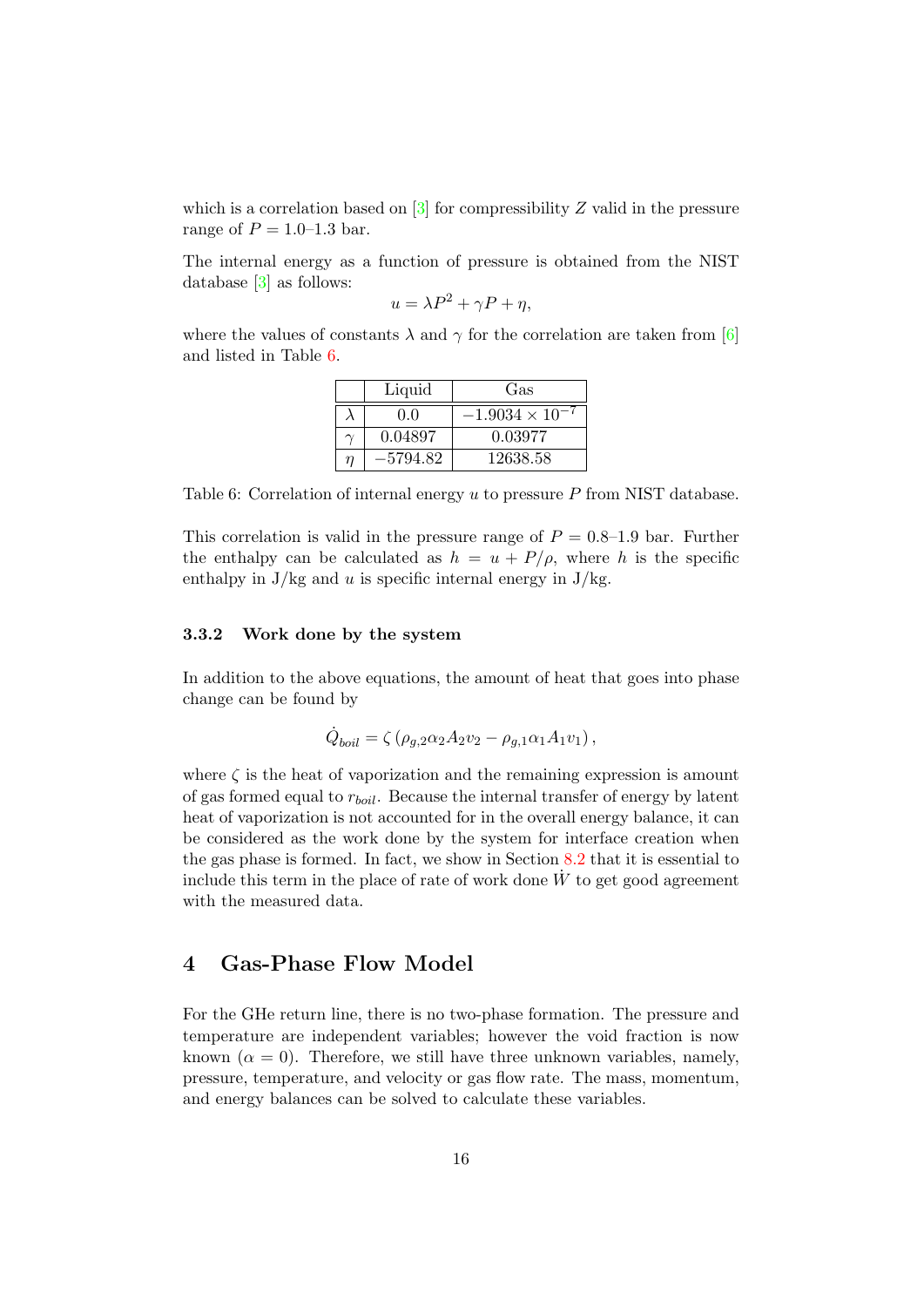which is a correlation based on [3] for compressibility $Z$ valid in the pressure range of $P = 1.0$–$1.3$ bar.

The internal energy as a function of pressure is obtained from the NIST database [3] as follows:

$$u = \lambda P^2 + \gamma P + \eta,$$

where the values of constants $\lambda$ and $\gamma$ for the correlation are taken from [6] and listed in Table 6.

| | Liquid | Gas |
|---|---|---|
| $\lambda$ | 0.0 | $-1.9034 \times 10^{-7}$ |
| $\gamma$ | 0.04897 | 0.03977 |
| $\eta$ | $-5794.82$ | 12638.58 |

Table 6: Correlation of internal energy $u$ to pressure $P$ from NIST database.

This correlation is valid in the pressure range of $P = 0.8$–$1.9$ bar. Further the enthalpy can be calculated as $h = u + P/\rho$, where $h$ is the specific enthalpy in J/kg and $u$ is specific internal energy in J/kg.

### 3.3.2 Work done by the system

In addition to the above equations, the amount of heat that goes into phase change can be found by

$$\dot{Q}_{boil} = \zeta \left( \rho_{g,2} \alpha_2 A_2 v_2 - \rho_{g,1} \alpha_1 A_1 v_1 \right),$$

where $\zeta$ is the heat of vaporization and the remaining expression is amount of gas formed equal to $r_{boil}$. Because the internal transfer of energy by latent heat of vaporization is not accounted for in the overall energy balance, it can be considered as the work done by the system for interface creation when the gas phase is formed. In fact, we show in Section 8.2 that it is essential to include this term in the place of rate of work done $\dot{W}$ to get good agreement with the measured data.

## 4 Gas-Phase Flow Model

For the GHe return line, there is no two-phase formation. The pressure and temperature are independent variables; however the void fraction is now known ($\alpha = 0$). Therefore, we still have three unknown variables, namely, pressure, temperature, and velocity or gas flow rate. The mass, momentum, and energy balances can be solved to calculate these variables.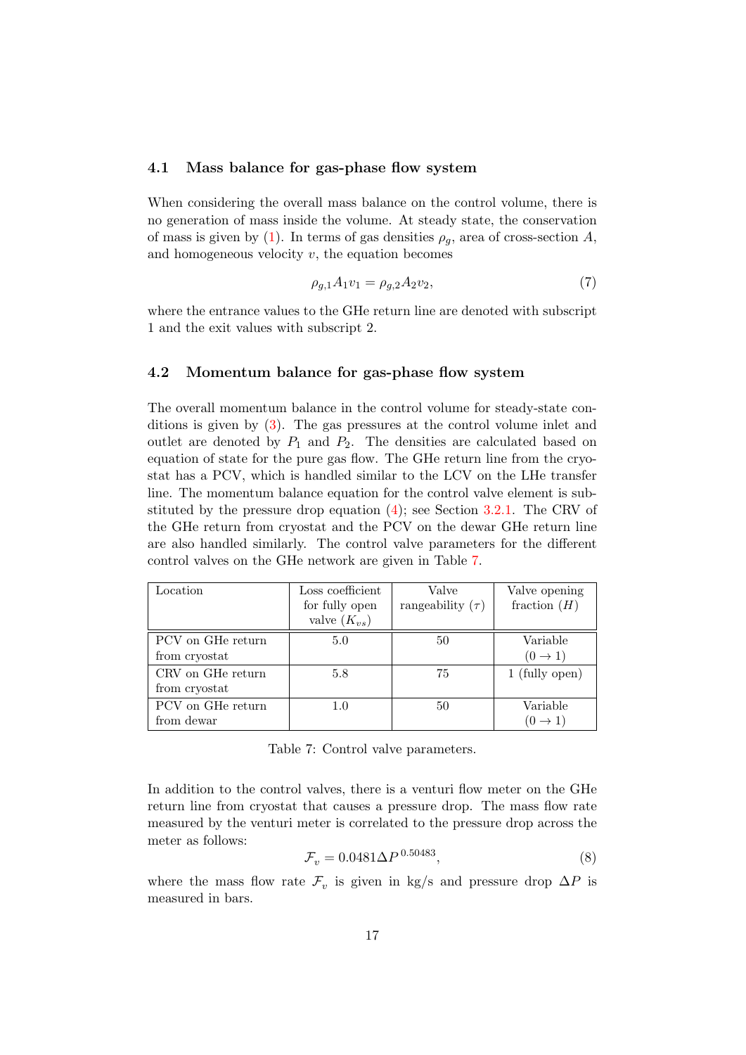### 4.1 Mass balance for gas-phase flow system

When considering the overall mass balance on the control volume, there is no generation of mass inside the volume. At steady state, the conservation of mass is given by (1). In terms of gas densities $\rho_g$, area of cross-section $A$, and homogeneous velocity $v$, the equation becomes

$$\rho_{g,1} A_1 v_1 = \rho_{g,2} A_2 v_2, \tag{7}$$

where the entrance values to the GHe return line are denoted with subscript 1 and the exit values with subscript 2.

### 4.2 Momentum balance for gas-phase flow system

The overall momentum balance in the control volume for steady-state conditions is given by (3). The gas pressures at the control volume inlet and outlet are denoted by $P_1$ and $P_2$. The densities are calculated based on equation of state for the pure gas flow. The GHe return line from the cryostat has a PCV, which is handled similar to the LCV on the LHe transfer line. The momentum balance equation for the control valve element is substituted by the pressure drop equation (4); see Section 3.2.1. The CRV of the GHe return from cryostat and the PCV on the dewar GHe return line are also handled similarly. The control valve parameters for the different control valves on the GHe network are given in Table 7.

| Location | Loss coefficient for fully open valve ($K_{vs}$) | Valve rangeability ($\tau$) | Valve opening fraction ($H$) |
|---|---|---|---|
| PCV on GHe return from cryostat | 5.0 | 50 | Variable ($0 \rightarrow 1$) |
| CRV on GHe return from cryostat | 5.8 | 75 | 1 (fully open) |
| PCV on GHe return from dewar | 1.0 | 50 | Variable ($0 \rightarrow 1$) |

Table 7: Control valve parameters.

In addition to the control valves, there is a venturi flow meter on the GHe return line from cryostat that causes a pressure drop. The mass flow rate measured by the venturi meter is correlated to the pressure drop across the meter as follows:

$$\mathcal{F}_v = 0.0481 \Delta P^{\,0.50483}, \tag{8}$$

where the mass flow rate $\mathcal{F}_v$ is given in kg/s and pressure drop $\Delta P$ is measured in bars.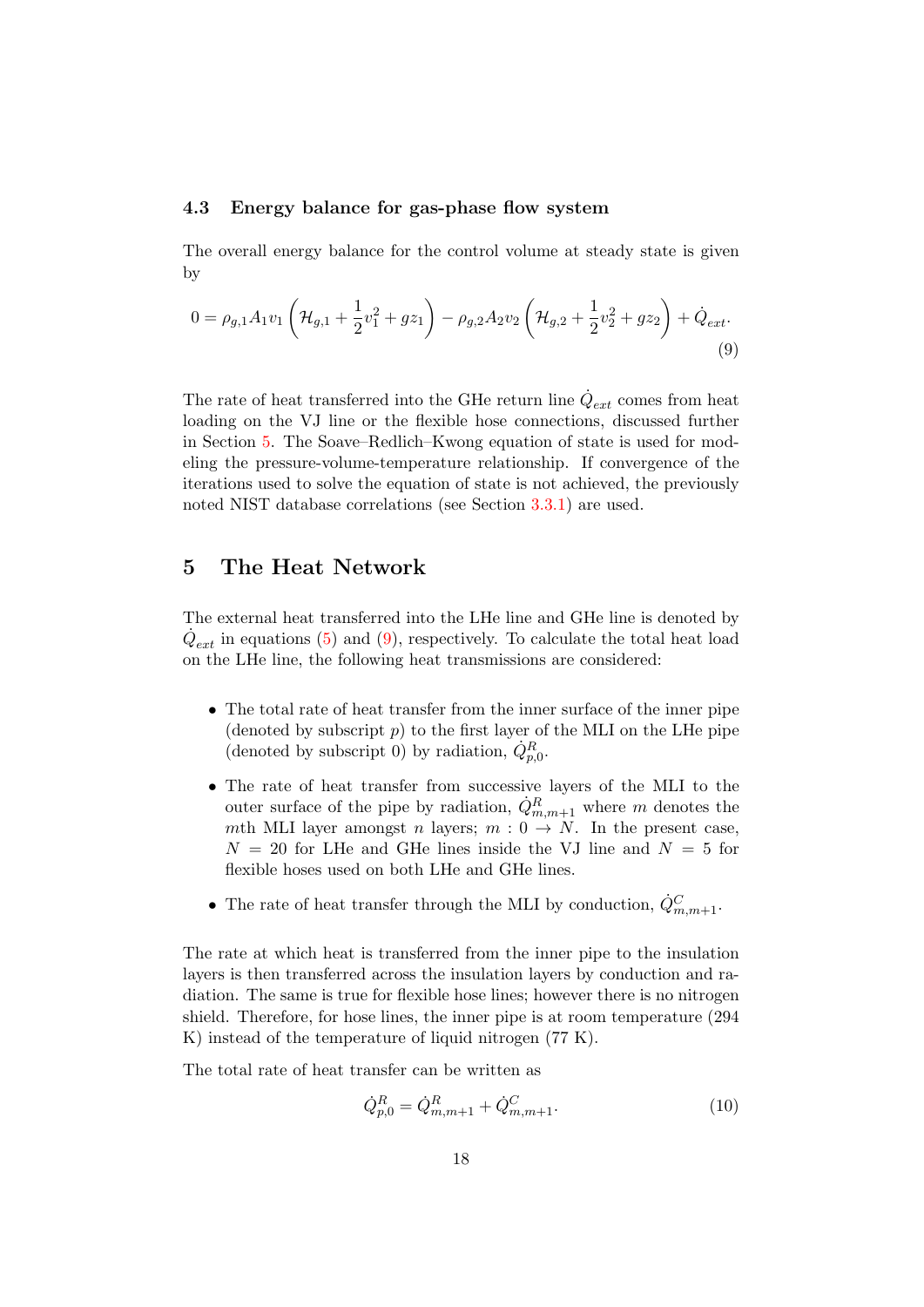### 4.3 Energy balance for gas-phase flow system

The overall energy balance for the control volume at steady state is given by

$$0 = \rho_{g,1} A_1 v_1 \left( \mathcal{H}_{g,1} + \frac{1}{2} v_1^2 + g z_1 \right) - \rho_{g,2} A_2 v_2 \left( \mathcal{H}_{g,2} + \frac{1}{2} v_2^2 + g z_2 \right) + \dot{Q}_{ext}. \tag{9}$$

The rate of heat transferred into the GHe return line $\dot{Q}_{ext}$ comes from heat loading on the VJ line or the flexible hose connections, discussed further in Section 5. The Soave–Redlich–Kwong equation of state is used for modeling the pressure-volume-temperature relationship. If convergence of the iterations used to solve the equation of state is not achieved, the previously noted NIST database correlations (see Section 3.3.1) are used.

## 5 The Heat Network

The external heat transferred into the LHe line and GHe line is denoted by $\dot{Q}_{ext}$ in equations (5) and (9), respectively. To calculate the total heat load on the LHe line, the following heat transmissions are considered:

- The total rate of heat transfer from the inner surface of the inner pipe (denoted by subscript $p$) to the first layer of the MLI on the LHe pipe (denoted by subscript 0) by radiation, $\dot{Q}^R_{p,0}$.
- The rate of heat transfer from successive layers of the MLI to the outer surface of the pipe by radiation, $\dot{Q}^R_{m,m+1}$ where $m$ denotes the $m$th MLI layer amongst $n$ layers; $m : 0 \rightarrow N$. In the present case, $N = 20$ for LHe and GHe lines inside the VJ line and $N = 5$ for flexible hoses used on both LHe and GHe lines.
- The rate of heat transfer through the MLI by conduction, $\dot{Q}^C_{m,m+1}$.

The rate at which heat is transferred from the inner pipe to the insulation layers is then transferred across the insulation layers by conduction and radiation. The same is true for flexible hose lines; however there is no nitrogen shield. Therefore, for hose lines, the inner pipe is at room temperature (294 K) instead of the temperature of liquid nitrogen (77 K).

The total rate of heat transfer can be written as

$$\dot{Q}^R_{p,0} = \dot{Q}^R_{m,m+1} + \dot{Q}^C_{m,m+1}. \tag{10}$$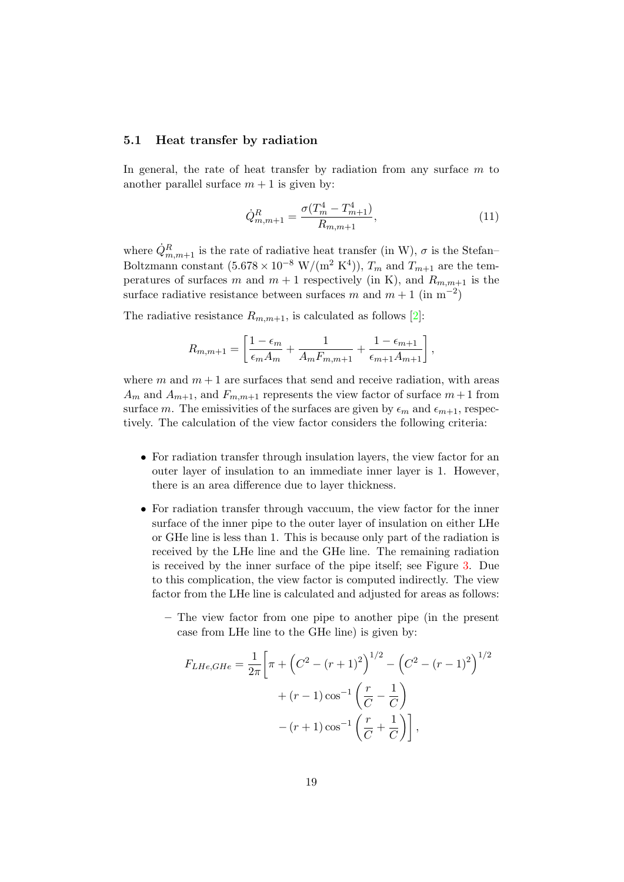### 5.1 Heat transfer by radiation

In general, the rate of heat transfer by radiation from any surface $m$ to another parallel surface $m+1$ is given by:

$$\dot{Q}^R_{m,m+1} = \frac{\sigma(T_m^4 - T_{m+1}^4)}{R_{m,m+1}}, \tag{11}$$

where $\dot{Q}^R_{m,m+1}$ is the rate of radiative heat transfer (in W), $\sigma$ is the Stefan–Boltzmann constant ($5.678 \times 10^{-8}$ W/(m$^2$ K$^4$)), $T_m$ and $T_{m+1}$ are the temperatures of surfaces $m$ and $m+1$ respectively (in K), and $R_{m,m+1}$ is the surface radiative resistance between surfaces $m$ and $m+1$ (in m$^{-2}$)

The radiative resistance $R_{m,m+1}$, is calculated as follows [2]:

$$R_{m,m+1} = \left[\frac{1-\epsilon_m}{\epsilon_m A_m} + \frac{1}{A_m F_{m,m+1}} + \frac{1-\epsilon_{m+1}}{\epsilon_{m+1} A_{m+1}}\right],$$

where $m$ and $m+1$ are surfaces that send and receive radiation, with areas $A_m$ and $A_{m+1}$, and $F_{m,m+1}$ represents the view factor of surface $m+1$ from surface $m$. The emissivities of the surfaces are given by $\epsilon_m$ and $\epsilon_{m+1}$, respectively. The calculation of the view factor considers the following criteria:

- For radiation transfer through insulation layers, the view factor for an outer layer of insulation to an immediate inner layer is 1. However, there is an area difference due to layer thickness.
- For radiation transfer through vaccuum, the view factor for the inner surface of the inner pipe to the outer layer of insulation on either LHe or GHe line is less than 1. This is because only part of the radiation is received by the LHe line and the GHe line. The remaining radiation is received by the inner surface of the pipe itself; see Figure 3. Due to this complication, the view factor is computed indirectly. The view factor from the LHe line is calculated and adjusted for areas as follows:
  - The view factor from one pipe to another pipe (in the present case from LHe line to the GHe line) is given by:

$$F_{LHe,GHe} = \frac{1}{2\pi}\Bigg[\pi + \left(C^2 - (r+1)^2\right)^{1/2} - \left(C^2 - (r-1)^2\right)^{1/2} + (r-1)\cos^{-1}\left(\frac{r}{C} - \frac{1}{C}\right) - (r+1)\cos^{-1}\left(\frac{r}{C} + \frac{1}{C}\right)\Bigg],$$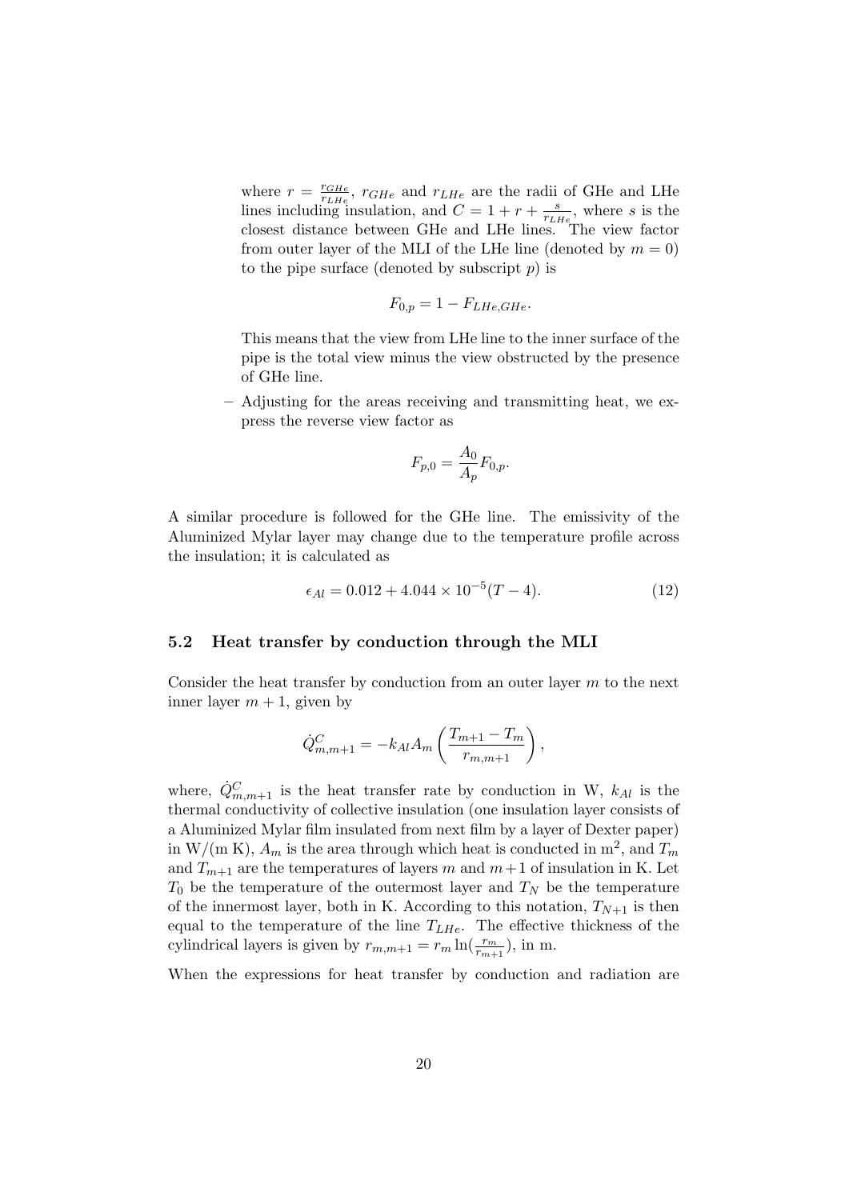where $r = \frac{r_{GHe}}{r_{LHe}}$, $r_{GHe}$ and $r_{LHe}$ are the radii of GHe and LHe lines including insulation, and $C = 1 + r + \frac{s}{r_{LHe}}$, where $s$ is the closest distance between GHe and LHe lines. The view factor from outer layer of the MLI of the LHe line (denoted by $m = 0$) to the pipe surface (denoted by subscript $p$) is

$$F_{0,p} = 1 - F_{LHe,GHe}.$$

This means that the view from LHe line to the inner surface of the pipe is the total view minus the view obstructed by the presence of GHe line.

– Adjusting for the areas receiving and transmitting heat, we express the reverse view factor as

$$F_{p,0} = \frac{A_0}{A_p} F_{0,p}.$$

A similar procedure is followed for the GHe line. The emissivity of the Aluminized Mylar layer may change due to the temperature profile across the insulation; it is calculated as

$$\epsilon_{Al} = 0.012 + 4.044 \times 10^{-5}(T - 4). \tag{12}$$

### 5.2 Heat transfer by conduction through the MLI

Consider the heat transfer by conduction from an outer layer $m$ to the next inner layer $m + 1$, given by

$$\dot{Q}^C_{m,m+1} = -k_{Al} A_m \left( \frac{T_{m+1} - T_m}{r_{m,m+1}} \right),$$

where, $\dot{Q}^C_{m,m+1}$ is the heat transfer rate by conduction in W, $k_{Al}$ is the thermal conductivity of collective insulation (one insulation layer consists of a Aluminized Mylar film insulated from next film by a layer of Dexter paper) in W/(m K), $A_m$ is the area through which heat is conducted in m$^2$, and $T_m$ and $T_{m+1}$ are the temperatures of layers $m$ and $m+1$ of insulation in K. Let $T_0$ be the temperature of the outermost layer and $T_N$ be the temperature of the innermost layer, both in K. According to this notation, $T_{N+1}$ is then equal to the temperature of the line $T_{LHe}$. The effective thickness of the cylindrical layers is given by $r_{m,m+1} = r_m \ln(\frac{r_m}{r_{m+1}})$, in m.

When the expressions for heat transfer by conduction and radiation are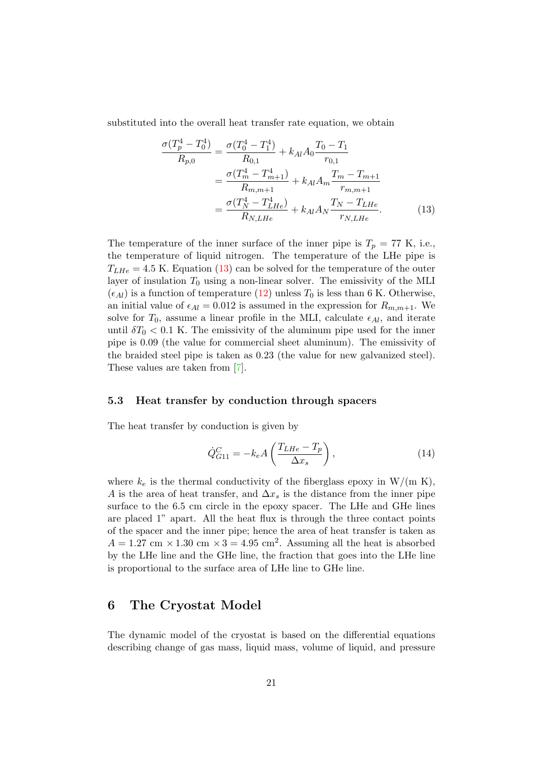substituted into the overall heat transfer rate equation, we obtain

$$
\begin{aligned}
\frac{\sigma(T_p^4 - T_0^4)}{R_{p,0}} &= \frac{\sigma(T_0^4 - T_1^4)}{R_{0,1}} + k_{Al}A_0\frac{T_0 - T_1}{r_{0,1}} \\
&= \frac{\sigma(T_m^4 - T_{m+1}^4)}{R_{m,m+1}} + k_{Al}A_m\frac{T_m - T_{m+1}}{r_{m,m+1}} \\
&= \frac{\sigma(T_N^4 - T_{LHe}^4)}{R_{N,LHe}} + k_{Al}A_N\frac{T_N - T_{LHe}}{r_{N,LHe}}. \qquad (13)
\end{aligned}
$$

The temperature of the inner surface of the inner pipe is $T_p = 77$ K, i.e., the temperature of liquid nitrogen. The temperature of the LHe pipe is $T_{LHe} = 4.5$ K. Equation (13) can be solved for the temperature of the outer layer of insulation $T_0$ using a non-linear solver. The emissivity of the MLI ($\epsilon_{Al}$) is a function of temperature (12) unless $T_0$ is less than 6 K. Otherwise, an initial value of $\epsilon_{Al} = 0.012$ is assumed in the expression for $R_{m,m+1}$. We solve for $T_0$, assume a linear profile in the MLI, calculate $\epsilon_{Al}$, and iterate until $\delta T_0 < 0.1$ K. The emissivity of the aluminum pipe used for the inner pipe is 0.09 (the value for commercial sheet aluminum). The emissivity of the braided steel pipe is taken as 0.23 (the value for new galvanized steel). These values are taken from [7].

### 5.3 Heat transfer by conduction through spacers

The heat transfer by conduction is given by

$$
\dot{Q}_{G11}^{C} = -k_e A\left(\frac{T_{LHe} - T_p}{\Delta x_s}\right), \qquad (14)
$$

where $k_e$ is the thermal conductivity of the fiberglass epoxy in W/(m K), $A$ is the area of heat transfer, and $\Delta x_s$ is the distance from the inner pipe surface to the 6.5 cm circle in the epoxy spacer. The LHe and GHe lines are placed 1" apart. All the heat flux is through the three contact points of the spacer and the inner pipe; hence the area of heat transfer is taken as $A = 1.27 \text{ cm} \times 1.30 \text{ cm} \times 3 = 4.95 \text{ cm}^2$. Assuming all the heat is absorbed by the LHe line and the GHe line, the fraction that goes into the LHe line is proportional to the surface area of LHe line to GHe line.

## 6 The Cryostat Model

The dynamic model of the cryostat is based on the differential equations describing change of gas mass, liquid mass, volume of liquid, and pressure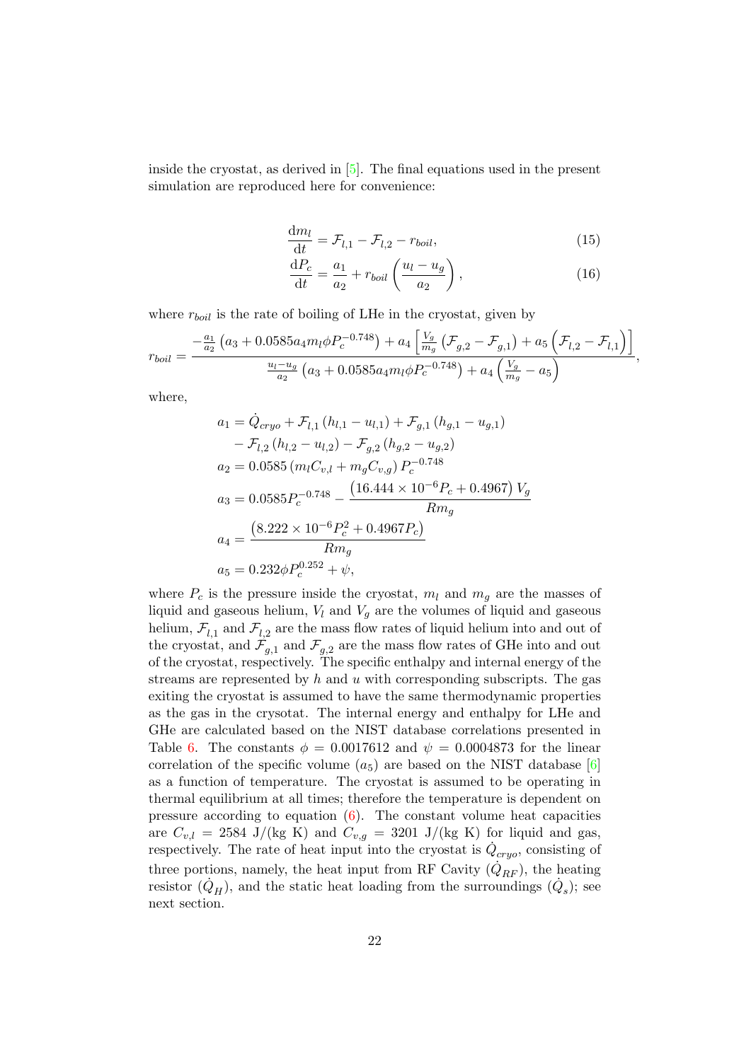inside the cryostat, as derived in [5]. The final equations used in the present simulation are reproduced here for convenience:

$$\frac{\mathrm{d}m_l}{\mathrm{d}t} = \mathcal{F}_{l,1} - \mathcal{F}_{l,2} - r_{boil}, \tag{15}$$

$$\frac{\mathrm{d}P_c}{\mathrm{d}t} = \frac{a_1}{a_2} + r_{boil}\left(\frac{u_l - u_g}{a_2}\right), \tag{16}$$

where $r_{boil}$ is the rate of boiling of LHe in the cryostat, given by

$$r_{boil} = \frac{-\frac{a_1}{a_2}\left(a_3 + 0.0585 a_4 m_l \phi P_c^{-0.748}\right) + a_4\left[\frac{V_g}{m_g}\left(\mathcal{F}_{g,2} - \mathcal{F}_{g,1}\right) + a_5\left(\mathcal{F}_{l,2} - \mathcal{F}_{l,1}\right)\right]}{\frac{u_l - u_g}{a_2}\left(a_3 + 0.0585 a_4 m_l \phi P_c^{-0.748}\right) + a_4\left(\frac{V_g}{m_g} - a_5\right)},$$

where,

$$\begin{aligned}
a_1 &= \dot{Q}_{cryo} + \mathcal{F}_{l,1}\left(h_{l,1} - u_{l,1}\right) + \mathcal{F}_{g,1}\left(h_{g,1} - u_{g,1}\right) \\
&\quad - \mathcal{F}_{l,2}\left(h_{l,2} - u_{l,2}\right) - \mathcal{F}_{g,2}\left(h_{g,2} - u_{g,2}\right) \\
a_2 &= 0.0585\left(m_l C_{v,l} + m_g C_{v,g}\right) P_c^{-0.748} \\
a_3 &= 0.0585 P_c^{-0.748} - \frac{\left(16.444 \times 10^{-6} P_c + 0.4967\right) V_g}{R m_g} \\
a_4 &= \frac{\left(8.222 \times 10^{-6} P_c^2 + 0.4967 P_c\right)}{R m_g} \\
a_5 &= 0.232 \phi P_c^{0.252} + \psi,
\end{aligned}$$

where $P_c$ is the pressure inside the cryostat, $m_l$ and $m_g$ are the masses of liquid and gaseous helium, $V_l$ and $V_g$ are the volumes of liquid and gaseous helium, $\mathcal{F}_{l,1}$ and $\mathcal{F}_{l,2}$ are the mass flow rates of liquid helium into and out of the cryostat, and $\mathcal{F}_{g,1}$ and $\mathcal{F}_{g,2}$ are the mass flow rates of GHe into and out of the cryostat, respectively. The specific enthalpy and internal energy of the streams are represented by $h$ and $u$ with corresponding subscripts. The gas exiting the cryostat is assumed to have the same thermodynamic properties as the gas in the crysotat. The internal energy and enthalpy for LHe and GHe are calculated based on the NIST database correlations presented in Table 6. The constants $\phi = 0.0017612$ and $\psi = 0.0004873$ for the linear correlation of the specific volume ($a_5$) are based on the NIST database [6] as a function of temperature. The cryostat is assumed to be operating in thermal equilibrium at all times; therefore the temperature is dependent on pressure according to equation (6). The constant volume heat capacities are $C_{v,l} = 2584$ J/(kg K) and $C_{v,g} = 3201$ J/(kg K) for liquid and gas, respectively. The rate of heat input into the cryostat is $\dot{Q}_{cryo}$, consisting of three portions, namely, the heat input from RF Cavity ($\dot{Q}_{RF}$), the heating resistor ($\dot{Q}_H$), and the static heat loading from the surroundings ($\dot{Q}_s$); see next section.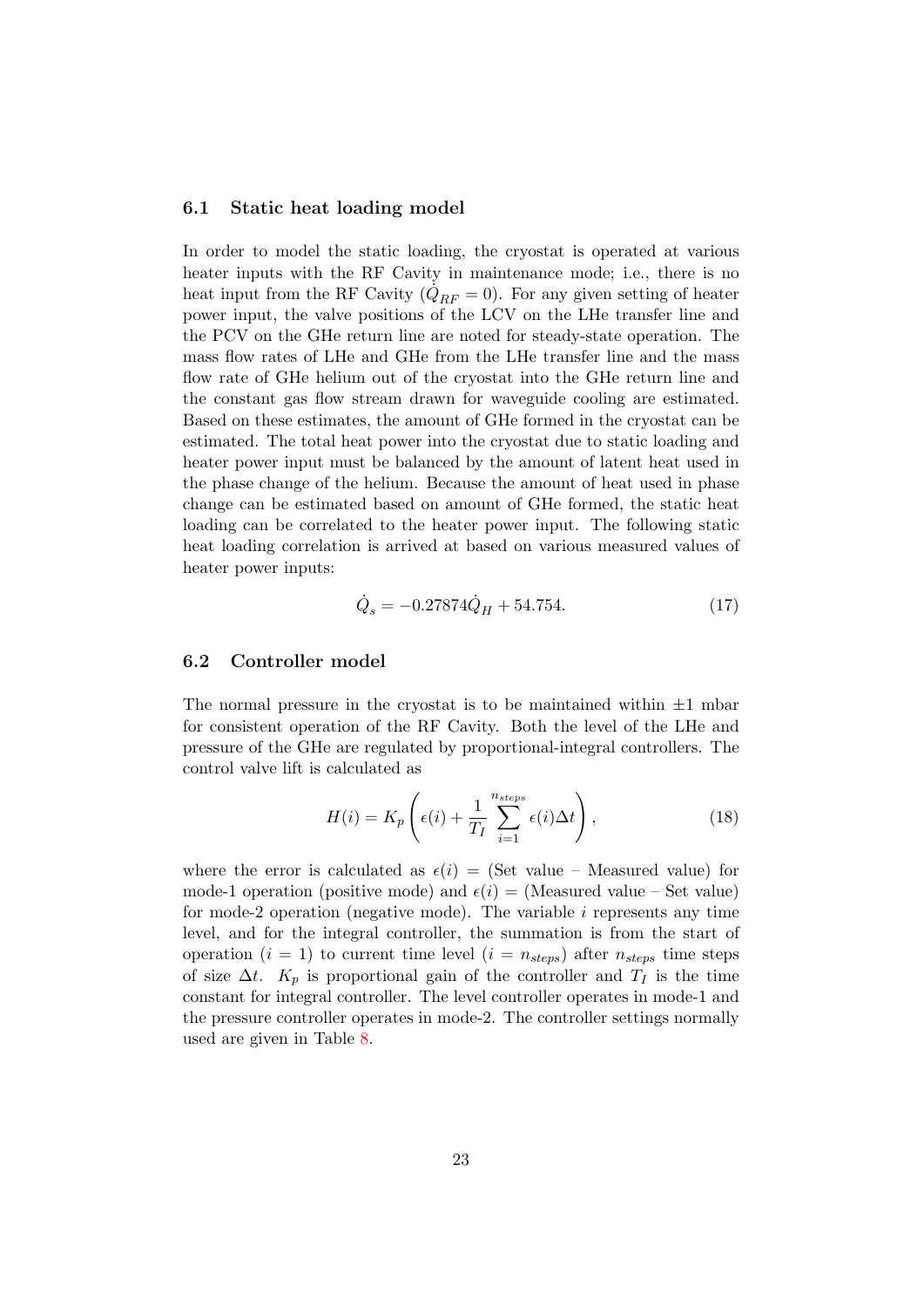### 6.1 Static heat loading model

In order to model the static loading, the cryostat is operated at various heater inputs with the RF Cavity in maintenance mode; i.e., there is no heat input from the RF Cavity ($\dot{Q}_{RF} = 0$). For any given setting of heater power input, the valve positions of the LCV on the LHe transfer line and the PCV on the GHe return line are noted for steady-state operation. The mass flow rates of LHe and GHe from the LHe transfer line and the mass flow rate of GHe helium out of the cryostat into the GHe return line and the constant gas flow stream drawn for waveguide cooling are estimated. Based on these estimates, the amount of GHe formed in the cryostat can be estimated. The total heat power into the cryostat due to static loading and heater power input must be balanced by the amount of latent heat used in the phase change of the helium. Because the amount of heat used in phase change can be estimated based on amount of GHe formed, the static heat loading can be correlated to the heater power input. The following static heat loading correlation is arrived at based on various measured values of heater power inputs:

$$\dot{Q}_s = -0.27874\dot{Q}_H + 54.754. \tag{17}$$

### 6.2 Controller model

The normal pressure in the cryostat is to be maintained within ±1 mbar for consistent operation of the RF Cavity. Both the level of the LHe and pressure of the GHe are regulated by proportional-integral controllers. The control valve lift is calculated as

$$H(i) = K_p \left( \epsilon(i) + \frac{1}{T_I} \sum_{i=1}^{n_{steps}} \epsilon(i) \Delta t \right), \tag{18}$$

where the error is calculated as $\epsilon(i)$ = (Set value – Measured value) for mode-1 operation (positive mode) and $\epsilon(i)$ = (Measured value – Set value) for mode-2 operation (negative mode). The variable $i$ represents any time level, and for the integral controller, the summation is from the start of operation ($i = 1$) to current time level ($i = n_{steps}$) after $n_{steps}$ time steps of size $\Delta t$. $K_p$ is proportional gain of the controller and $T_I$ is the time constant for integral controller. The level controller operates in mode-1 and the pressure controller operates in mode-2. The controller settings normally used are given in Table 8.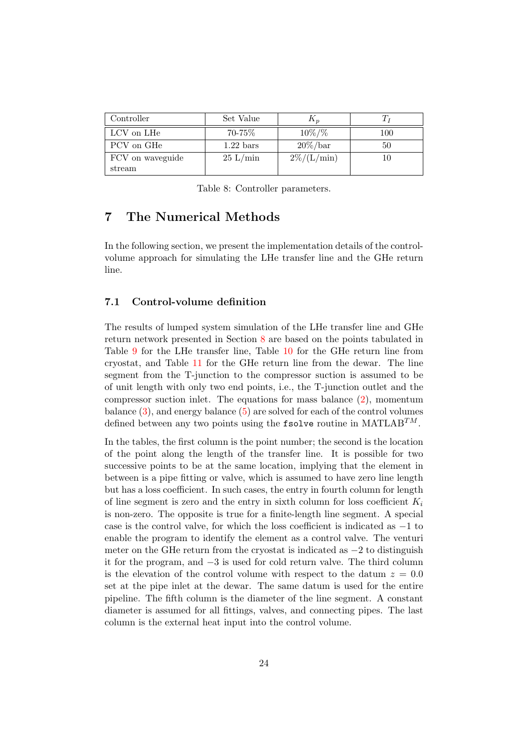| Controller | Set Value | $K_p$ | $T_I$ |
|---|---|---|---|
| LCV on LHe | 70-75% | 10%/% | 100 |
| PCV on GHe | 1.22 bars | 20%/bar | 50 |
| FCV on waveguide stream | 25 L/min | 2%/(L/min) | 10 |

Table 8: Controller parameters.

# 7 The Numerical Methods

In the following section, we present the implementation details of the control-volume approach for simulating the LHe transfer line and the GHe return line.

## 7.1 Control-volume definition

The results of lumped system simulation of the LHe transfer line and GHe return network presented in Section 8 are based on the points tabulated in Table 9 for the LHe transfer line, Table 10 for the GHe return line from cryostat, and Table 11 for the GHe return line from the dewar. The line segment from the T-junction to the compressor suction is assumed to be of unit length with only two end points, i.e., the T-junction outlet and the compressor suction inlet. The equations for mass balance (2), momentum balance (3), and energy balance (5) are solved for each of the control volumes defined between any two points using the `fsolve` routine in MATLAB$^{TM}$.

In the tables, the first column is the point number; the second is the location of the point along the length of the transfer line. It is possible for two successive points to be at the same location, implying that the element in between is a pipe fitting or valve, which is assumed to have zero line length but has a loss coefficient. In such cases, the entry in fourth column for length of line segment is zero and the entry in sixth column for loss coefficient $K_i$ is non-zero. The opposite is true for a finite-length line segment. A special case is the control valve, for which the loss coefficient is indicated as $-1$ to enable the program to identify the element as a control valve. The venturi meter on the GHe return from the cryostat is indicated as $-2$ to distinguish it for the program, and $-3$ is used for cold return valve. The third column is the elevation of the control volume with respect to the datum $z = 0.0$ set at the pipe inlet at the dewar. The same datum is used for the entire pipeline. The fifth column is the diameter of the line segment. A constant diameter is assumed for all fittings, valves, and connecting pipes. The last column is the external heat input into the control volume.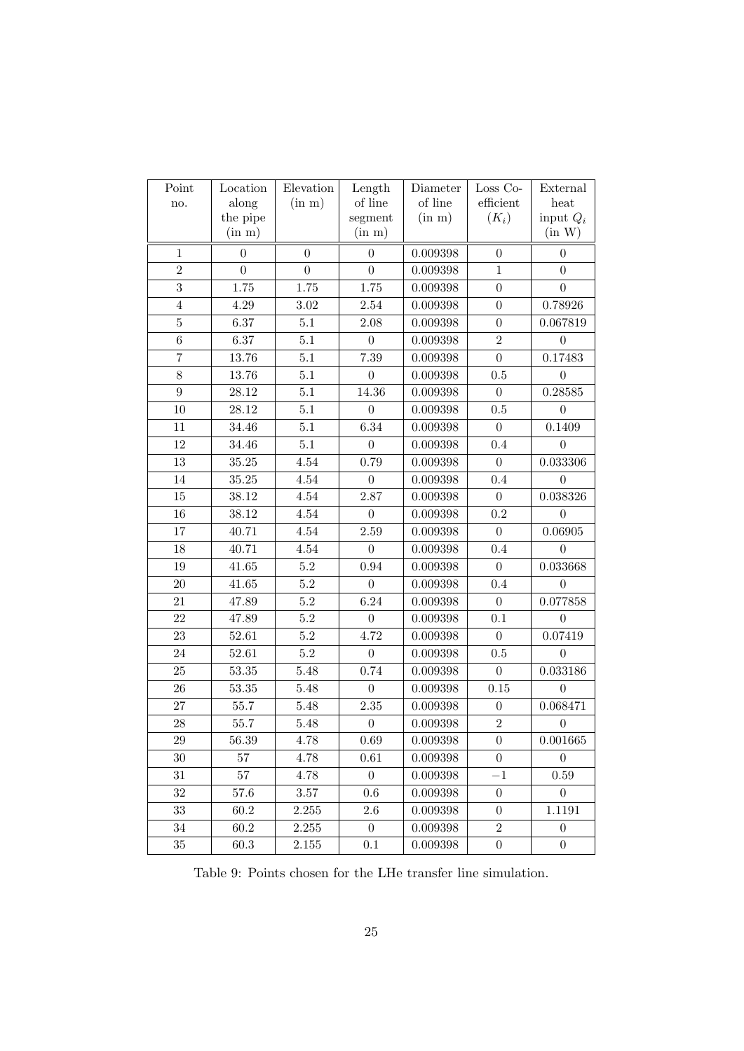| Point no. | Location along the pipe (in m) | Elevation (in m) | Length of line segment (in m) | Diameter of line (in m) | Loss Co-efficient ($K_i$) | External heat input $Q_i$ (in W) |
|---|---|---|---|---|---|---|
| 1 | 0 | 0 | 0 | 0.009398 | 0 | 0 |
| 2 | 0 | 0 | 0 | 0.009398 | 1 | 0 |
| 3 | 1.75 | 1.75 | 1.75 | 0.009398 | 0 | 0 |
| 4 | 4.29 | 3.02 | 2.54 | 0.009398 | 0 | 0.78926 |
| 5 | 6.37 | 5.1 | 2.08 | 0.009398 | 0 | 0.067819 |
| 6 | 6.37 | 5.1 | 0 | 0.009398 | 2 | 0 |
| 7 | 13.76 | 5.1 | 7.39 | 0.009398 | 0 | 0.17483 |
| 8 | 13.76 | 5.1 | 0 | 0.009398 | 0.5 | 0 |
| 9 | 28.12 | 5.1 | 14.36 | 0.009398 | 0 | 0.28585 |
| 10 | 28.12 | 5.1 | 0 | 0.009398 | 0.5 | 0 |
| 11 | 34.46 | 5.1 | 6.34 | 0.009398 | 0 | 0.1409 |
| 12 | 34.46 | 5.1 | 0 | 0.009398 | 0.4 | 0 |
| 13 | 35.25 | 4.54 | 0.79 | 0.009398 | 0 | 0.033306 |
| 14 | 35.25 | 4.54 | 0 | 0.009398 | 0.4 | 0 |
| 15 | 38.12 | 4.54 | 2.87 | 0.009398 | 0 | 0.038326 |
| 16 | 38.12 | 4.54 | 0 | 0.009398 | 0.2 | 0 |
| 17 | 40.71 | 4.54 | 2.59 | 0.009398 | 0 | 0.06905 |
| 18 | 40.71 | 4.54 | 0 | 0.009398 | 0.4 | 0 |
| 19 | 41.65 | 5.2 | 0.94 | 0.009398 | 0 | 0.033668 |
| 20 | 41.65 | 5.2 | 0 | 0.009398 | 0.4 | 0 |
| 21 | 47.89 | 5.2 | 6.24 | 0.009398 | 0 | 0.077858 |
| 22 | 47.89 | 5.2 | 0 | 0.009398 | 0.1 | 0 |
| 23 | 52.61 | 5.2 | 4.72 | 0.009398 | 0 | 0.07419 |
| 24 | 52.61 | 5.2 | 0 | 0.009398 | 0.5 | 0 |
| 25 | 53.35 | 5.48 | 0.74 | 0.009398 | 0 | 0.033186 |
| 26 | 53.35 | 5.48 | 0 | 0.009398 | 0.15 | 0 |
| 27 | 55.7 | 5.48 | 2.35 | 0.009398 | 0 | 0.068471 |
| 28 | 55.7 | 5.48 | 0 | 0.009398 | 2 | 0 |
| 29 | 56.39 | 4.78 | 0.69 | 0.009398 | 0 | 0.001665 |
| 30 | 57 | 4.78 | 0.61 | 0.009398 | 0 | 0 |
| 31 | 57 | 4.78 | 0 | 0.009398 | $-1$ | 0.59 |
| 32 | 57.6 | 3.57 | 0.6 | 0.009398 | 0 | 0 |
| 33 | 60.2 | 2.255 | 2.6 | 0.009398 | 0 | 1.1191 |
| 34 | 60.2 | 2.255 | 0 | 0.009398 | 2 | 0 |
| 35 | 60.3 | 2.155 | 0.1 | 0.009398 | 0 | 0 |

Table 9: Points chosen for the LHe transfer line simulation.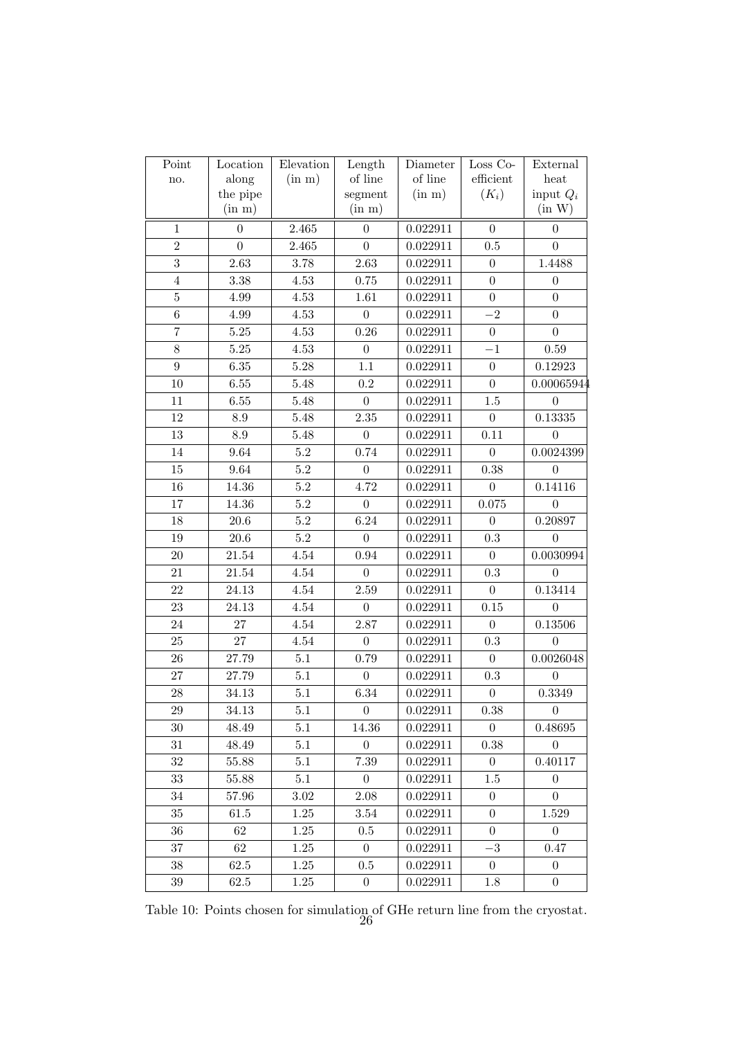| Point no. | Location along the pipe (in m) | Elevation (in m) | Length of line segment (in m) | Diameter of line (in m) | Loss Co-efficient ($K_i$) | External heat input $Q_i$ (in W) |
|---|---|---|---|---|---|---|
| 1 | 0 | 2.465 | 0 | 0.022911 | 0 | 0 |
| 2 | 0 | 2.465 | 0 | 0.022911 | 0.5 | 0 |
| 3 | 2.63 | 3.78 | 2.63 | 0.022911 | 0 | 1.4488 |
| 4 | 3.38 | 4.53 | 0.75 | 0.022911 | 0 | 0 |
| 5 | 4.99 | 4.53 | 1.61 | 0.022911 | 0 | 0 |
| 6 | 4.99 | 4.53 | 0 | 0.022911 | $-2$ | 0 |
| 7 | 5.25 | 4.53 | 0.26 | 0.022911 | 0 | 0 |
| 8 | 5.25 | 4.53 | 0 | 0.022911 | $-1$ | 0.59 |
| 9 | 6.35 | 5.28 | 1.1 | 0.022911 | 0 | 0.12923 |
| 10 | 6.55 | 5.48 | 0.2 | 0.022911 | 0 | 0.00065944 |
| 11 | 6.55 | 5.48 | 0 | 0.022911 | 1.5 | 0 |
| 12 | 8.9 | 5.48 | 2.35 | 0.022911 | 0 | 0.13335 |
| 13 | 8.9 | 5.48 | 0 | 0.022911 | 0.11 | 0 |
| 14 | 9.64 | 5.2 | 0.74 | 0.022911 | 0 | 0.0024399 |
| 15 | 9.64 | 5.2 | 0 | 0.022911 | 0.38 | 0 |
| 16 | 14.36 | 5.2 | 4.72 | 0.022911 | 0 | 0.14116 |
| 17 | 14.36 | 5.2 | 0 | 0.022911 | 0.075 | 0 |
| 18 | 20.6 | 5.2 | 6.24 | 0.022911 | 0 | 0.20897 |
| 19 | 20.6 | 5.2 | 0 | 0.022911 | 0.3 | 0 |
| 20 | 21.54 | 4.54 | 0.94 | 0.022911 | 0 | 0.0030994 |
| 21 | 21.54 | 4.54 | 0 | 0.022911 | 0.3 | 0 |
| 22 | 24.13 | 4.54 | 2.59 | 0.022911 | 0 | 0.13414 |
| 23 | 24.13 | 4.54 | 0 | 0.022911 | 0.15 | 0 |
| 24 | 27 | 4.54 | 2.87 | 0.022911 | 0 | 0.13506 |
| 25 | 27 | 4.54 | 0 | 0.022911 | 0.3 | 0 |
| 26 | 27.79 | 5.1 | 0.79 | 0.022911 | 0 | 0.0026048 |
| 27 | 27.79 | 5.1 | 0 | 0.022911 | 0.3 | 0 |
| 28 | 34.13 | 5.1 | 6.34 | 0.022911 | 0 | 0.3349 |
| 29 | 34.13 | 5.1 | 0 | 0.022911 | 0.38 | 0 |
| 30 | 48.49 | 5.1 | 14.36 | 0.022911 | 0 | 0.48695 |
| 31 | 48.49 | 5.1 | 0 | 0.022911 | 0.38 | 0 |
| 32 | 55.88 | 5.1 | 7.39 | 0.022911 | 0 | 0.40117 |
| 33 | 55.88 | 5.1 | 0 | 0.022911 | 1.5 | 0 |
| 34 | 57.96 | 3.02 | 2.08 | 0.022911 | 0 | 0 |
| 35 | 61.5 | 1.25 | 3.54 | 0.022911 | 0 | 1.529 |
| 36 | 62 | 1.25 | 0.5 | 0.022911 | 0 | 0 |
| 37 | 62 | 1.25 | 0 | 0.022911 | $-3$ | 0.47 |
| 38 | 62.5 | 1.25 | 0.5 | 0.022911 | 0 | 0 |
| 39 | 62.5 | 1.25 | 0 | 0.022911 | 1.8 | 0 |

Table 10: Points chosen for simulation of GHe return line from the cryostat.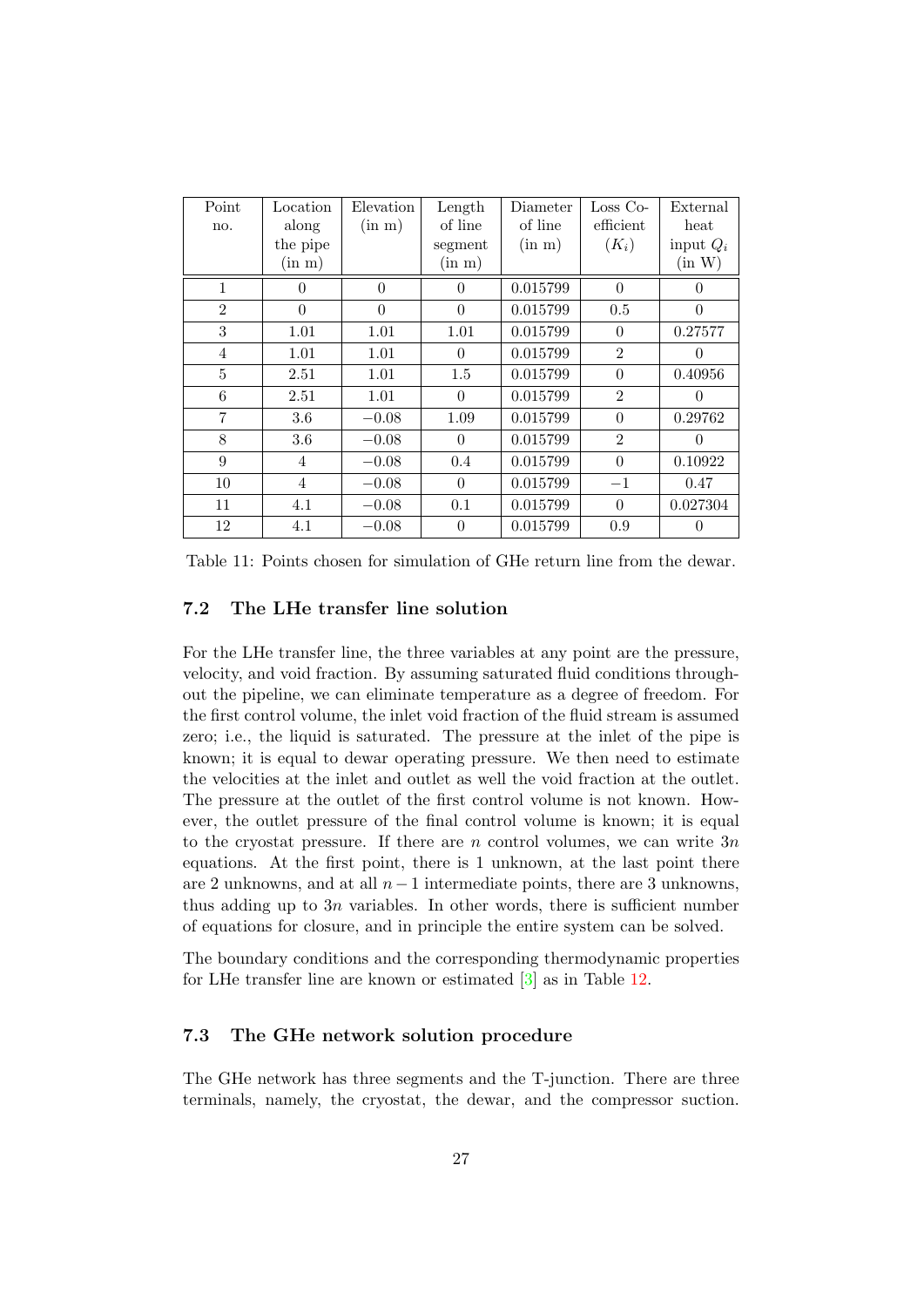| Point no. | Location along the pipe (in m) | Elevation (in m) | Length of line segment (in m) | Diameter of line (in m) | Loss Co-efficient ($K_i$) | External heat input $Q_i$ (in W) |
|---|---|---|---|---|---|---|
| 1 | 0 | 0 | 0 | 0.015799 | 0 | 0 |
| 2 | 0 | 0 | 0 | 0.015799 | 0.5 | 0 |
| 3 | 1.01 | 1.01 | 1.01 | 0.015799 | 0 | 0.27577 |
| 4 | 1.01 | 1.01 | 0 | 0.015799 | 2 | 0 |
| 5 | 2.51 | 1.01 | 1.5 | 0.015799 | 0 | 0.40956 |
| 6 | 2.51 | 1.01 | 0 | 0.015799 | 2 | 0 |
| 7 | 3.6 | $-0.08$ | 1.09 | 0.015799 | 0 | 0.29762 |
| 8 | 3.6 | $-0.08$ | 0 | 0.015799 | 2 | 0 |
| 9 | 4 | $-0.08$ | 0.4 | 0.015799 | 0 | 0.10922 |
| 10 | 4 | $-0.08$ | 0 | 0.015799 | $-1$ | 0.47 |
| 11 | 4.1 | $-0.08$ | 0.1 | 0.015799 | 0 | 0.027304 |
| 12 | 4.1 | $-0.08$ | 0 | 0.015799 | 0.9 | 0 |

Table 11: Points chosen for simulation of GHe return line from the dewar.

### 7.2 The LHe transfer line solution

For the LHe transfer line, the three variables at any point are the pressure, velocity, and void fraction. By assuming saturated fluid conditions throughout the pipeline, we can eliminate temperature as a degree of freedom. For the first control volume, the inlet void fraction of the fluid stream is assumed zero; i.e., the liquid is saturated. The pressure at the inlet of the pipe is known; it is equal to dewar operating pressure. We then need to estimate the velocities at the inlet and outlet as well the void fraction at the outlet. The pressure at the outlet of the first control volume is not known. However, the outlet pressure of the final control volume is known; it is equal to the cryostat pressure. If there are $n$ control volumes, we can write $3n$ equations. At the first point, there is 1 unknown, at the last point there are 2 unknowns, and at all $n-1$ intermediate points, there are 3 unknowns, thus adding up to $3n$ variables. In other words, there is sufficient number of equations for closure, and in principle the entire system can be solved.

The boundary conditions and the corresponding thermodynamic properties for LHe transfer line are known or estimated [3] as in Table 12.

### 7.3 The GHe network solution procedure

The GHe network has three segments and the T-junction. There are three terminals, namely, the cryostat, the dewar, and the compressor suction.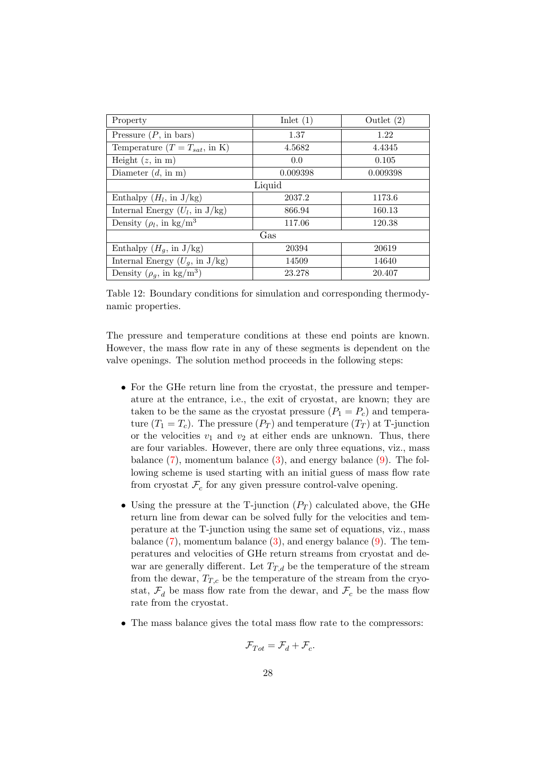| Property | Inlet (1) | Outlet (2) |
|---|---|---|
| Pressure ($P$, in bars) | 1.37 | 1.22 |
| Temperature ($T = T_{sat}$, in K) | 4.5682 | 4.4345 |
| Height ($z$, in m) | 0.0 | 0.105 |
| Diameter ($d$, in m) | 0.009398 | 0.009398 |
| Liquid | | |
| Enthalpy ($H_l$, in J/kg) | 2037.2 | 1173.6 |
| Internal Energy ($U_l$, in J/kg) | 866.94 | 160.13 |
| Density ($\rho_l$, in kg/m$^3$ | 117.06 | 120.38 |
| Gas | | |
| Enthalpy ($H_g$, in J/kg) | 20394 | 20619 |
| Internal Energy ($U_g$, in J/kg) | 14509 | 14640 |
| Density ($\rho_g$, in kg/m$^3$) | 23.278 | 20.407 |

Table 12: Boundary conditions for simulation and corresponding thermodynamic properties.

The pressure and temperature conditions at these end points are known. However, the mass flow rate in any of these segments is dependent on the valve openings. The solution method proceeds in the following steps:

- For the GHe return line from the cryostat, the pressure and temperature at the entrance, i.e., the exit of cryostat, are known; they are taken to be the same as the cryostat pressure ($P_1 = P_c$) and temperature ($T_1 = T_c$). The pressure ($P_T$) and temperature ($T_T$) at T-junction or the velocities $v_1$ and $v_2$ at either ends are unknown. Thus, there are four variables. However, there are only three equations, viz., mass balance (7), momentum balance (3), and energy balance (9). The following scheme is used starting with an initial guess of mass flow rate from cryostat $\mathcal{F}_c$ for any given pressure control-valve opening.

- Using the pressure at the T-junction ($P_T$) calculated above, the GHe return line from dewar can be solved fully for the velocities and temperature at the T-junction using the same set of equations, viz., mass balance (7), momentum balance (3), and energy balance (9). The temperatures and velocities of GHe return streams from cryostat and dewar are generally different. Let $T_{T,d}$ be the temperature of the stream from the dewar, $T_{T,c}$ be the temperature of the stream from the cryostat, $\mathcal{F}_d$ be mass flow rate from the dewar, and $\mathcal{F}_c$ be the mass flow rate from the cryostat.

- The mass balance gives the total mass flow rate to the compressors:

$$\mathcal{F}_{Tot} = \mathcal{F}_d + \mathcal{F}_c.$$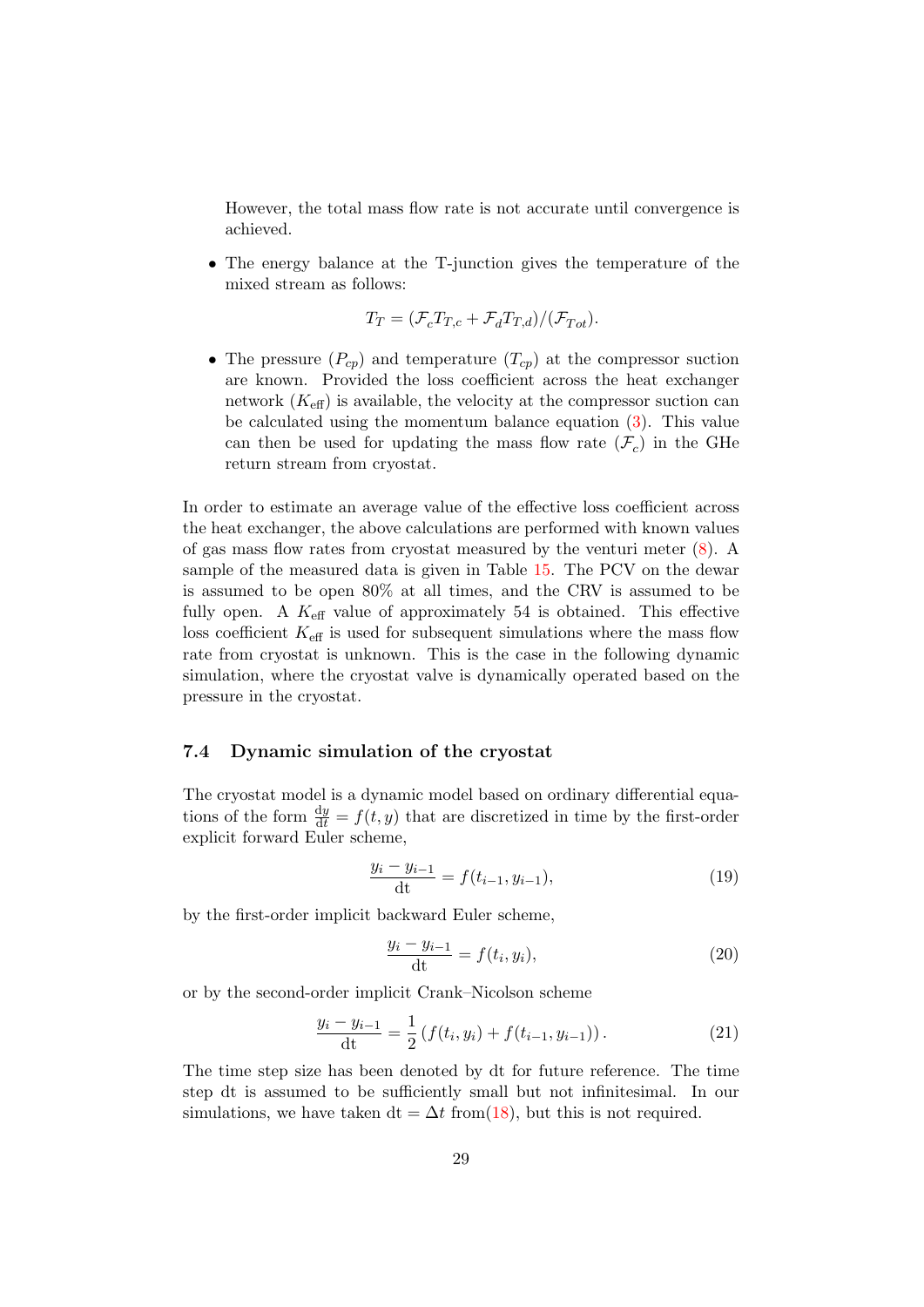However, the total mass flow rate is not accurate until convergence is achieved.

- The energy balance at the T-junction gives the temperature of the mixed stream as follows:

$$T_T = (\mathcal{F}_c T_{T,c} + \mathcal{F}_d T_{T,d})/(\mathcal{F}_{Tot}).$$

- The pressure ($P_{cp}$) and temperature ($T_{cp}$) at the compressor suction are known. Provided the loss coefficient across the heat exchanger network ($K_{\text{eff}}$) is available, the velocity at the compressor suction can be calculated using the momentum balance equation (3). This value can then be used for updating the mass flow rate ($\mathcal{F}_c$) in the GHe return stream from cryostat.

In order to estimate an average value of the effective loss coefficient across the heat exchanger, the above calculations are performed with known values of gas mass flow rates from cryostat measured by the venturi meter (8). A sample of the measured data is given in Table 15. The PCV on the dewar is assumed to be open 80% at all times, and the CRV is assumed to be fully open. A $K_{\text{eff}}$ value of approximately 54 is obtained. This effective loss coefficient $K_{\text{eff}}$ is used for subsequent simulations where the mass flow rate from cryostat is unknown. This is the case in the following dynamic simulation, where the cryostat valve is dynamically operated based on the pressure in the cryostat.

### 7.4 Dynamic simulation of the cryostat

The cryostat model is a dynamic model based on ordinary differential equations of the form $\frac{\mathrm{d}y}{\mathrm{d}t} = f(t, y)$ that are discretized in time by the first-order explicit forward Euler scheme,

$$\frac{y_i - y_{i-1}}{\mathrm{dt}} = f(t_{i-1}, y_{i-1}), \tag{19}$$

by the first-order implicit backward Euler scheme,

$$\frac{y_i - y_{i-1}}{\mathrm{dt}} = f(t_i, y_i), \tag{20}$$

or by the second-order implicit Crank–Nicolson scheme

$$\frac{y_i - y_{i-1}}{\mathrm{dt}} = \frac{1}{2}\left(f(t_i, y_i) + f(t_{i-1}, y_{i-1})\right). \tag{21}$$

The time step size has been denoted by dt for future reference. The time step dt is assumed to be sufficiently small but not infinitesimal. In our simulations, we have taken $\mathrm{dt} = \Delta t$ from(18), but this is not required.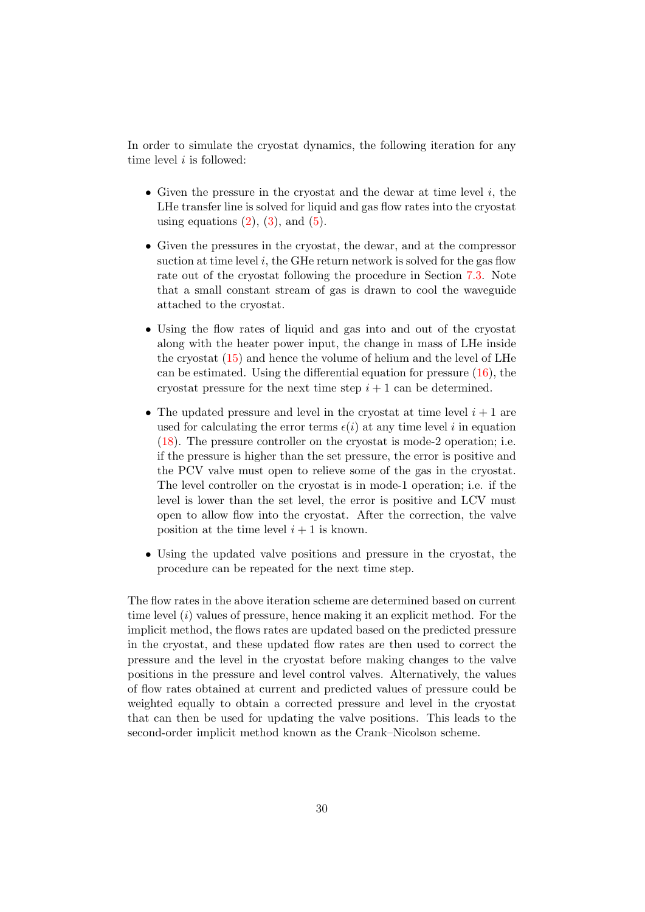In order to simulate the cryostat dynamics, the following iteration for any time level $i$ is followed:

- Given the pressure in the cryostat and the dewar at time level $i$, the LHe transfer line is solved for liquid and gas flow rates into the cryostat using equations (2), (3), and (5).

- Given the pressures in the cryostat, the dewar, and at the compressor suction at time level $i$, the GHe return network is solved for the gas flow rate out of the cryostat following the procedure in Section 7.3. Note that a small constant stream of gas is drawn to cool the waveguide attached to the cryostat.

- Using the flow rates of liquid and gas into and out of the cryostat along with the heater power input, the change in mass of LHe inside the cryostat (15) and hence the volume of helium and the level of LHe can be estimated. Using the differential equation for pressure (16), the cryostat pressure for the next time step $i+1$ can be determined.

- The updated pressure and level in the cryostat at time level $i+1$ are used for calculating the error terms $\epsilon(i)$ at any time level $i$ in equation (18). The pressure controller on the cryostat is mode-2 operation; i.e. if the pressure is higher than the set pressure, the error is positive and the PCV valve must open to relieve some of the gas in the cryostat. The level controller on the cryostat is in mode-1 operation; i.e. if the level is lower than the set level, the error is positive and LCV must open to allow flow into the cryostat. After the correction, the valve position at the time level $i+1$ is known.

- Using the updated valve positions and pressure in the cryostat, the procedure can be repeated for the next time step.

The flow rates in the above iteration scheme are determined based on current time level ($i$) values of pressure, hence making it an explicit method. For the implicit method, the flows rates are updated based on the predicted pressure in the cryostat, and these updated flow rates are then used to correct the pressure and the level in the cryostat before making changes to the valve positions in the pressure and level control valves. Alternatively, the values of flow rates obtained at current and predicted values of pressure could be weighted equally to obtain a corrected pressure and level in the cryostat that can then be used for updating the valve positions. This leads to the second-order implicit method known as the Crank–Nicolson scheme.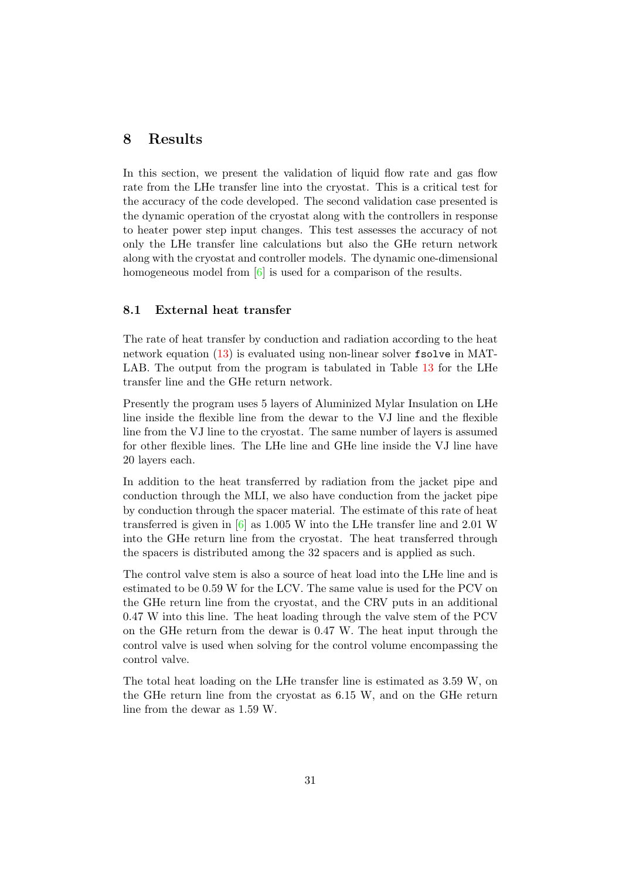# 8 Results

In this section, we present the validation of liquid flow rate and gas flow rate from the LHe transfer line into the cryostat. This is a critical test for the accuracy of the code developed. The second validation case presented is the dynamic operation of the cryostat along with the controllers in response to heater power step input changes. This test assesses the accuracy of not only the LHe transfer line calculations but also the GHe return network along with the cryostat and controller models. The dynamic one-dimensional homogeneous model from [6] is used for a comparison of the results.

## 8.1 External heat transfer

The rate of heat transfer by conduction and radiation according to the heat network equation (13) is evaluated using non-linear solver `fsolve` in MATLAB. The output from the program is tabulated in Table 13 for the LHe transfer line and the GHe return network.

Presently the program uses 5 layers of Aluminized Mylar Insulation on LHe line inside the flexible line from the dewar to the VJ line and the flexible line from the VJ line to the cryostat. The same number of layers is assumed for other flexible lines. The LHe line and GHe line inside the VJ line have 20 layers each.

In addition to the heat transferred by radiation from the jacket pipe and conduction through the MLI, we also have conduction from the jacket pipe by conduction through the spacer material. The estimate of this rate of heat transferred is given in [6] as 1.005 W into the LHe transfer line and 2.01 W into the GHe return line from the cryostat. The heat transferred through the spacers is distributed among the 32 spacers and is applied as such.

The control valve stem is also a source of heat load into the LHe line and is estimated to be 0.59 W for the LCV. The same value is used for the PCV on the GHe return line from the cryostat, and the CRV puts in an additional 0.47 W into this line. The heat loading through the valve stem of the PCV on the GHe return from the dewar is 0.47 W. The heat input through the control valve is used when solving for the control volume encompassing the control valve.

The total heat loading on the LHe transfer line is estimated as 3.59 W, on the GHe return line from the cryostat as 6.15 W, and on the GHe return line from the dewar as 1.59 W.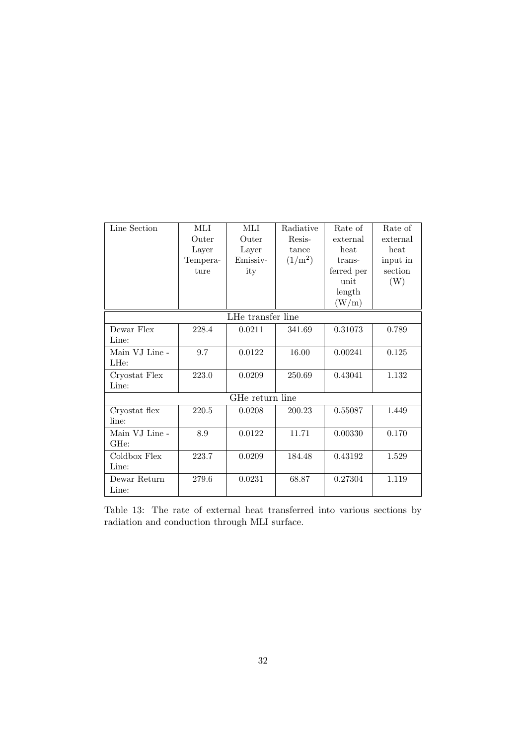| Line Section | MLI Outer Layer Temperature | MLI Outer Layer Emissivity | Radiative Resistance $(1/\mathrm{m}^2)$ | Rate of external heat transferred per unit length (W/m) | Rate of external heat input in section (W) |
|---|---|---|---|---|---|
| LHe transfer line | | | | | |
| Dewar Flex Line: | 228.4 | 0.0211 | 341.69 | 0.31073 | 0.789 |
| Main VJ Line - LHe: | 9.7 | 0.0122 | 16.00 | 0.00241 | 0.125 |
| Cryostat Flex Line: | 223.0 | 0.0209 | 250.69 | 0.43041 | 1.132 |
| GHe return line | | | | | |
| Cryostat flex line: | 220.5 | 0.0208 | 200.23 | 0.55087 | 1.449 |
| Main VJ Line - GHe: | 8.9 | 0.0122 | 11.71 | 0.00330 | 0.170 |
| Coldbox Flex Line: | 223.7 | 0.0209 | 184.48 | 0.43192 | 1.529 |
| Dewar Return Line: | 279.6 | 0.0231 | 68.87 | 0.27304 | 1.119 |

Table 13: The rate of external heat transferred into various sections by radiation and conduction through MLI surface.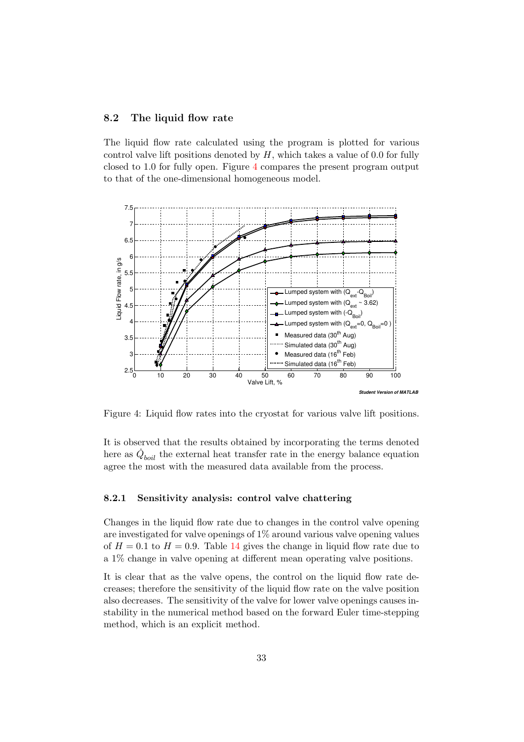### 8.2 The liquid flow rate

The liquid flow rate calculated using the program is plotted for various control valve lift positions denoted by $H$, which takes a value of 0.0 for fully closed to 1.0 for fully open. Figure 4 compares the present program output to that of the one-dimensional homogeneous model.

Figure 4: Liquid flow rates into the cryostat for various valve lift positions.

It is observed that the results obtained by incorporating the terms denoted here as $\dot{Q}_{boil}$ the external heat transfer rate in the energy balance equation agree the most with the measured data available from the process.

#### 8.2.1 Sensitivity analysis: control valve chattering

Changes in the liquid flow rate due to changes in the control valve opening are investigated for valve openings of 1% around various valve opening values of $H = 0.1$ to $H = 0.9$. Table 14 gives the change in liquid flow rate due to a 1% change in valve opening at different mean operating valve positions.

It is clear that as the valve opens, the control on the liquid flow rate decreases; therefore the sensitivity of the liquid flow rate on the valve position also decreases. The sensitivity of the valve for lower valve openings causes instability in the numerical method based on the forward Euler time-stepping method, which is an explicit method.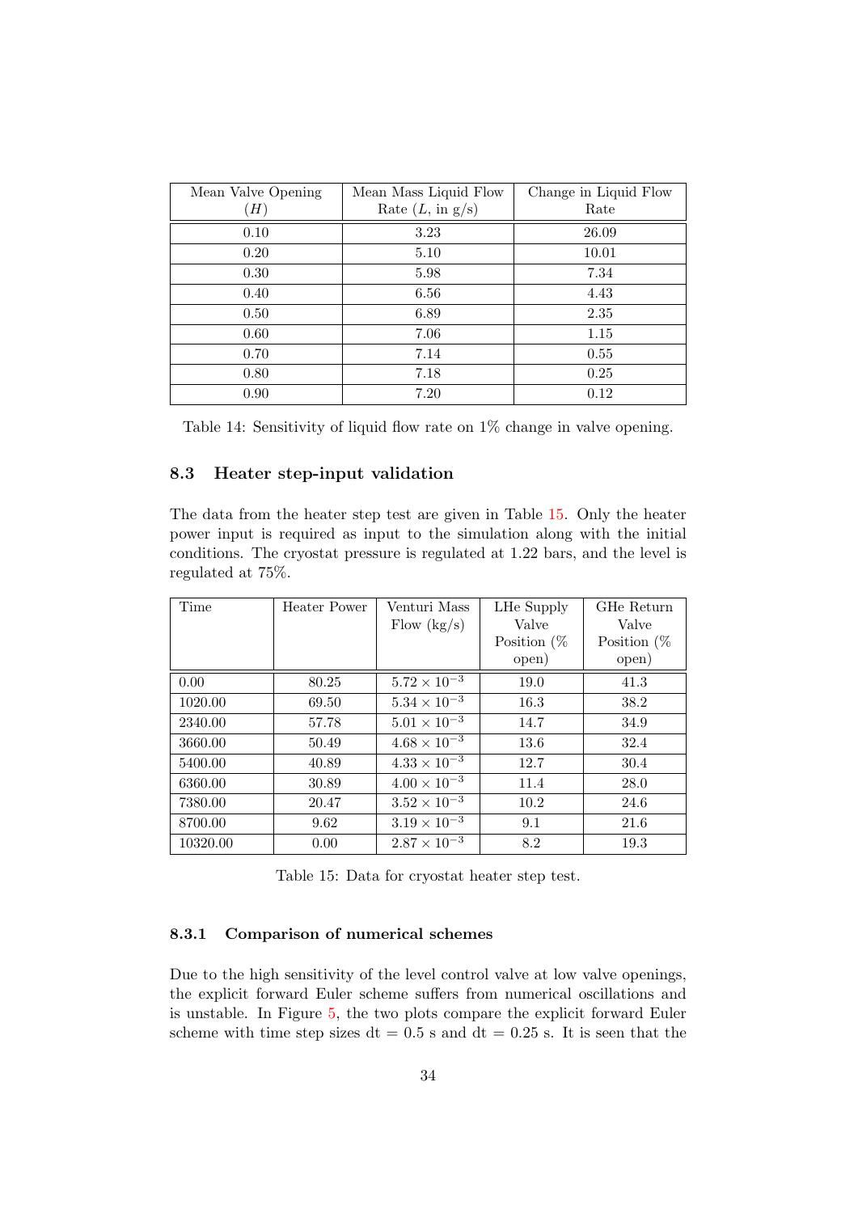| Mean Valve Opening ($H$) | Mean Mass Liquid Flow Rate ($L$, in g/s) | Change in Liquid Flow Rate |
|---|---|---|
| 0.10 | 3.23 | 26.09 |
| 0.20 | 5.10 | 10.01 |
| 0.30 | 5.98 | 7.34 |
| 0.40 | 6.56 | 4.43 |
| 0.50 | 6.89 | 2.35 |
| 0.60 | 7.06 | 1.15 |
| 0.70 | 7.14 | 0.55 |
| 0.80 | 7.18 | 0.25 |
| 0.90 | 7.20 | 0.12 |

Table 14: Sensitivity of liquid flow rate on 1% change in valve opening.

## 8.3 Heater step-input validation

The data from the heater step test are given in Table 15. Only the heater power input is required as input to the simulation along with the initial conditions. The cryostat pressure is regulated at 1.22 bars, and the level is regulated at 75%.

| Time | Heater Power | Venturi Mass Flow (kg/s) | LHe Supply Valve Position (% open) | GHe Return Valve Position (% open) |
|---|---|---|---|---|
| 0.00 | 80.25 | $5.72 \times 10^{-3}$ | 19.0 | 41.3 |
| 1020.00 | 69.50 | $5.34 \times 10^{-3}$ | 16.3 | 38.2 |
| 2340.00 | 57.78 | $5.01 \times 10^{-3}$ | 14.7 | 34.9 |
| 3660.00 | 50.49 | $4.68 \times 10^{-3}$ | 13.6 | 32.4 |
| 5400.00 | 40.89 | $4.33 \times 10^{-3}$ | 12.7 | 30.4 |
| 6360.00 | 30.89 | $4.00 \times 10^{-3}$ | 11.4 | 28.0 |
| 7380.00 | 20.47 | $3.52 \times 10^{-3}$ | 10.2 | 24.6 |
| 8700.00 | 9.62 | $3.19 \times 10^{-3}$ | 9.1 | 21.6 |
| 10320.00 | 0.00 | $2.87 \times 10^{-3}$ | 8.2 | 19.3 |

Table 15: Data for cryostat heater step test.

### 8.3.1 Comparison of numerical schemes

Due to the high sensitivity of the level control valve at low valve openings, the explicit forward Euler scheme suffers from numerical oscillations and is unstable. In Figure 5, the two plots compare the explicit forward Euler scheme with time step sizes dt = 0.5 s and dt = 0.25 s. It is seen that the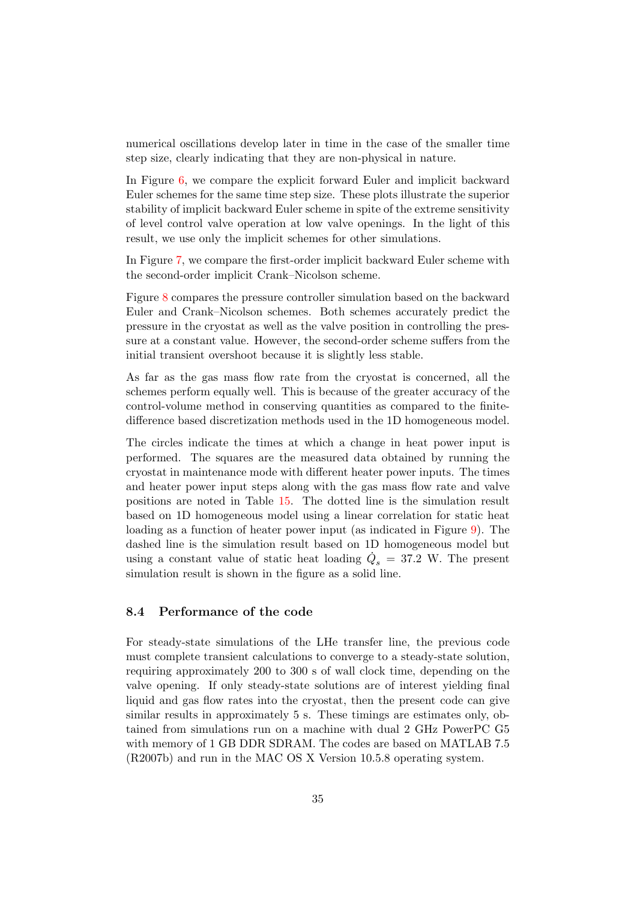numerical oscillations develop later in time in the case of the smaller time step size, clearly indicating that they are non-physical in nature.

In Figure 6, we compare the explicit forward Euler and implicit backward Euler schemes for the same time step size. These plots illustrate the superior stability of implicit backward Euler scheme in spite of the extreme sensitivity of level control valve operation at low valve openings. In the light of this result, we use only the implicit schemes for other simulations.

In Figure 7, we compare the first-order implicit backward Euler scheme with the second-order implicit Crank–Nicolson scheme.

Figure 8 compares the pressure controller simulation based on the backward Euler and Crank–Nicolson schemes. Both schemes accurately predict the pressure in the cryostat as well as the valve position in controlling the pressure at a constant value. However, the second-order scheme suffers from the initial transient overshoot because it is slightly less stable.

As far as the gas mass flow rate from the cryostat is concerned, all the schemes perform equally well. This is because of the greater accuracy of the control-volume method in conserving quantities as compared to the finite-difference based discretization methods used in the 1D homogeneous model.

The circles indicate the times at which a change in heat power input is performed. The squares are the measured data obtained by running the cryostat in maintenance mode with different heater power inputs. The times and heater power input steps along with the gas mass flow rate and valve positions are noted in Table 15. The dotted line is the simulation result based on 1D homogeneous model using a linear correlation for static heat loading as a function of heater power input (as indicated in Figure 9). The dashed line is the simulation result based on 1D homogeneous model but using a constant value of static heat loading $\dot{Q}_s = 37.2$ W. The present simulation result is shown in the figure as a solid line.

### 8.4 Performance of the code

For steady-state simulations of the LHe transfer line, the previous code must complete transient calculations to converge to a steady-state solution, requiring approximately 200 to 300 s of wall clock time, depending on the valve opening. If only steady-state solutions are of interest yielding final liquid and gas flow rates into the cryostat, then the present code can give similar results in approximately 5 s. These timings are estimates only, obtained from simulations run on a machine with dual 2 GHz PowerPC G5 with memory of 1 GB DDR SDRAM. The codes are based on MATLAB 7.5 (R2007b) and run in the MAC OS X Version 10.5.8 operating system.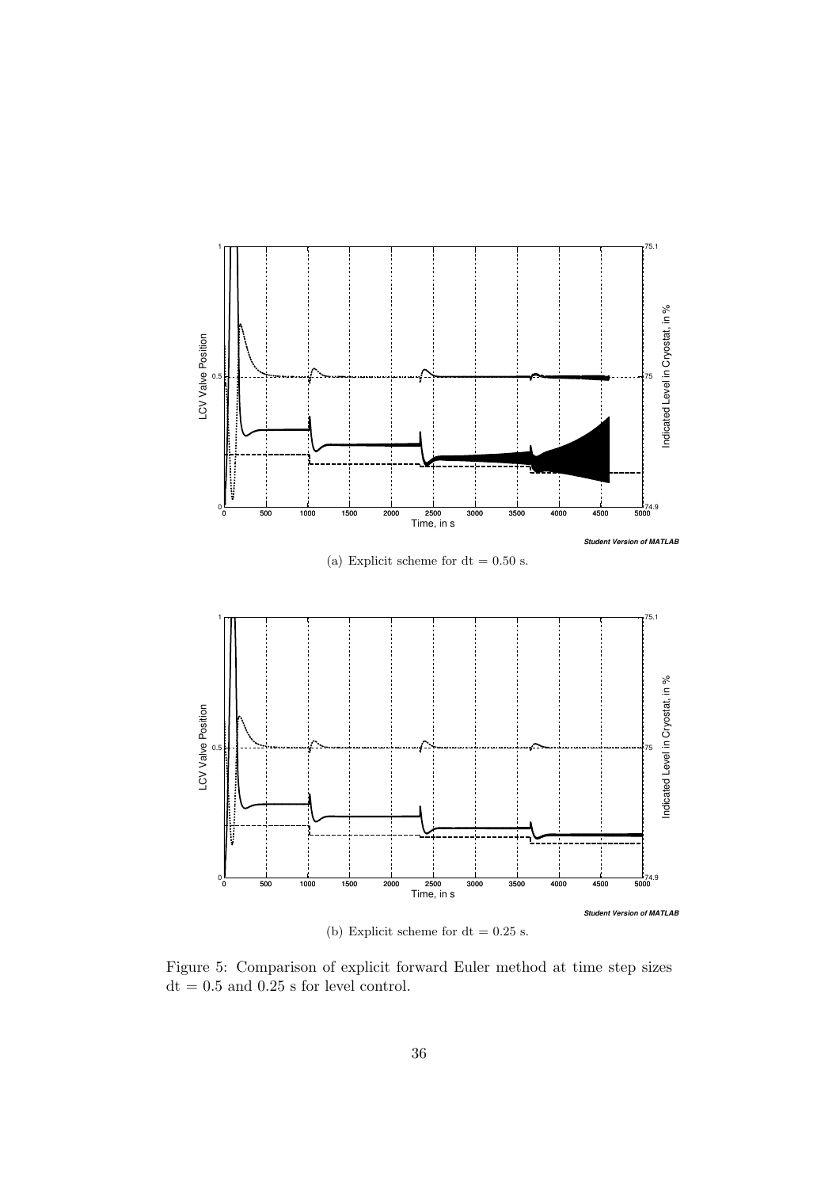(a) Explicit scheme for dt = 0.50 s.

(b) Explicit scheme for dt = 0.25 s.

Figure 5: Comparison of explicit forward Euler method at time step sizes dt = 0.5 and 0.25 s for level control.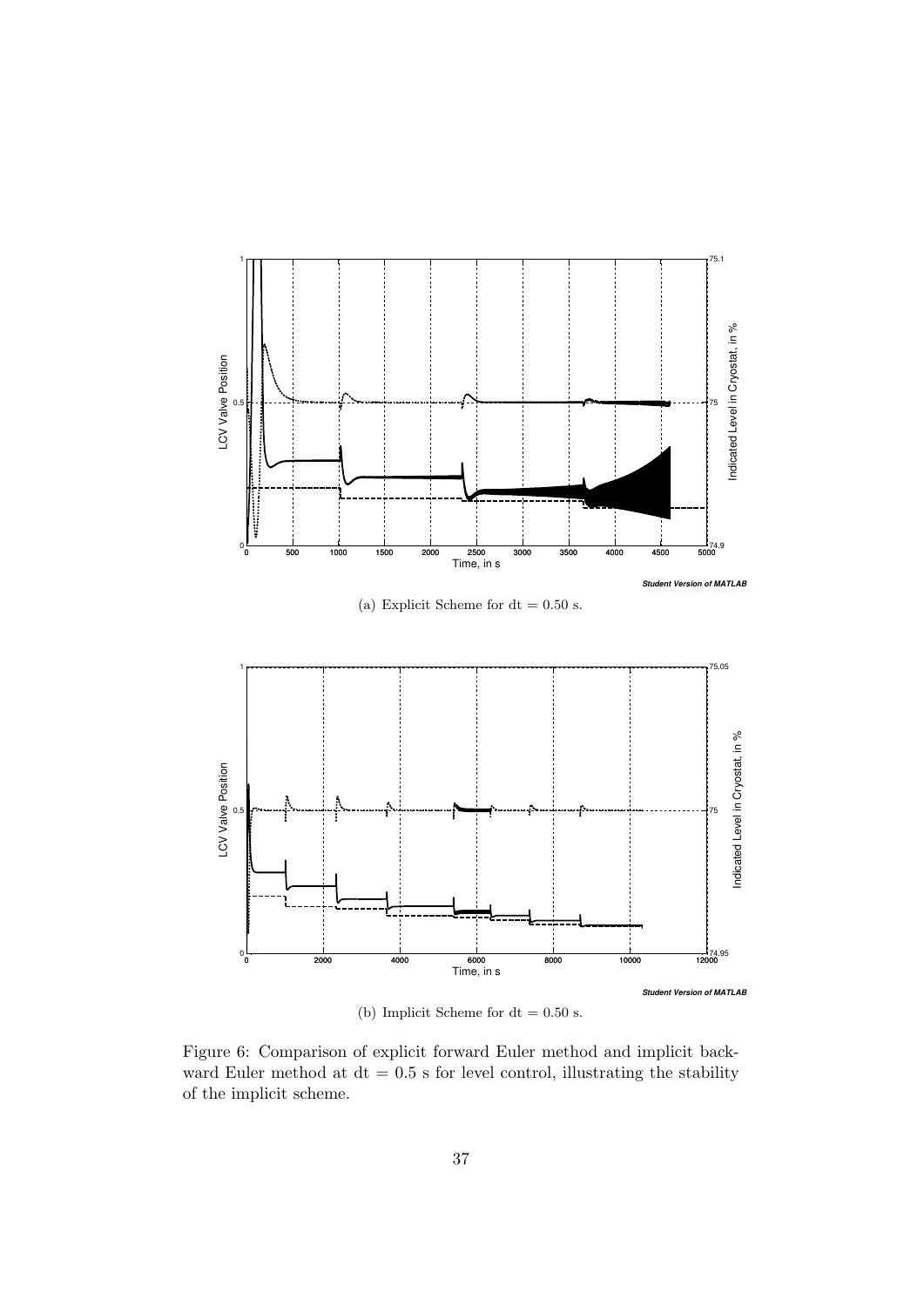(a) Explicit Scheme for dt = 0.50 s.

(b) Implicit Scheme for dt = 0.50 s.

Figure 6: Comparison of explicit forward Euler method and implicit backward Euler method at dt = 0.5 s for level control, illustrating the stability of the implicit scheme.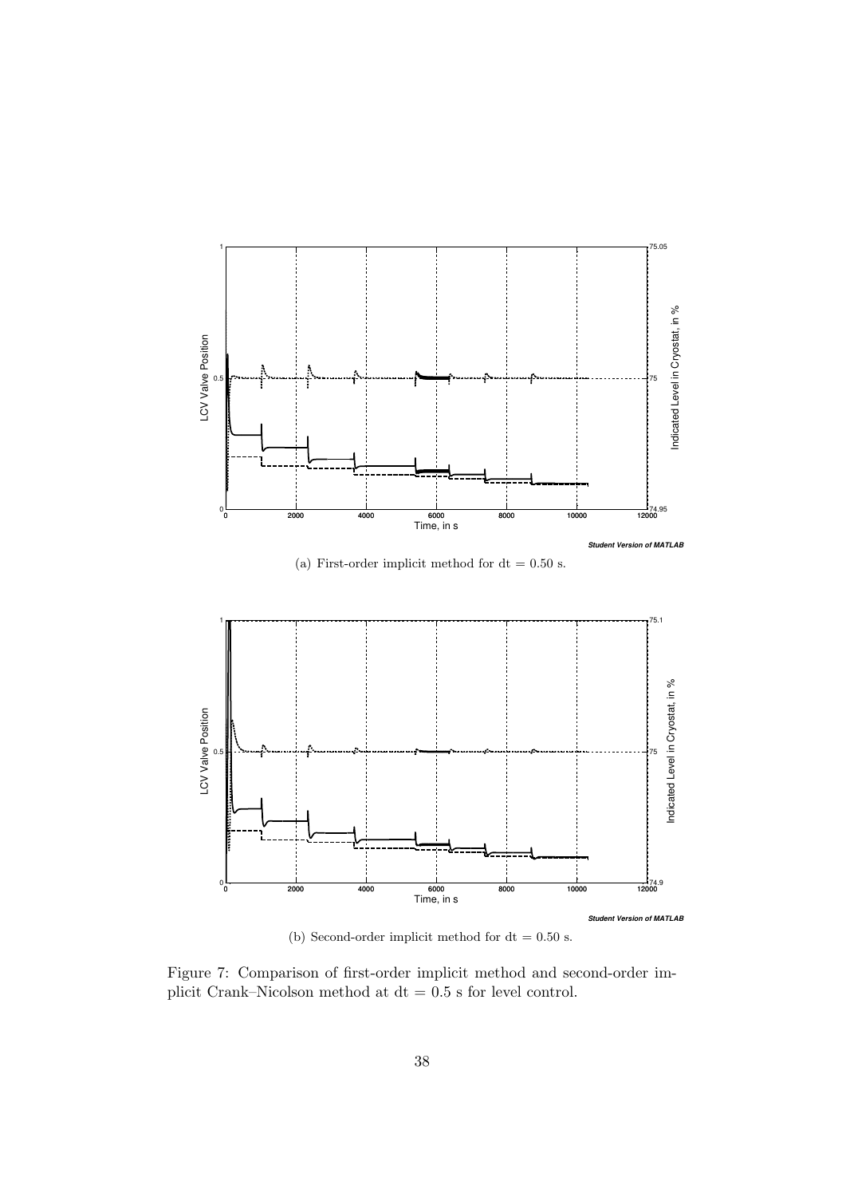(a) First-order implicit method for dt = 0.50 s.

(b) Second-order implicit method for dt = 0.50 s.

Figure 7: Comparison of first-order implicit method and second-order implicit Crank–Nicolson method at dt = 0.5 s for level control.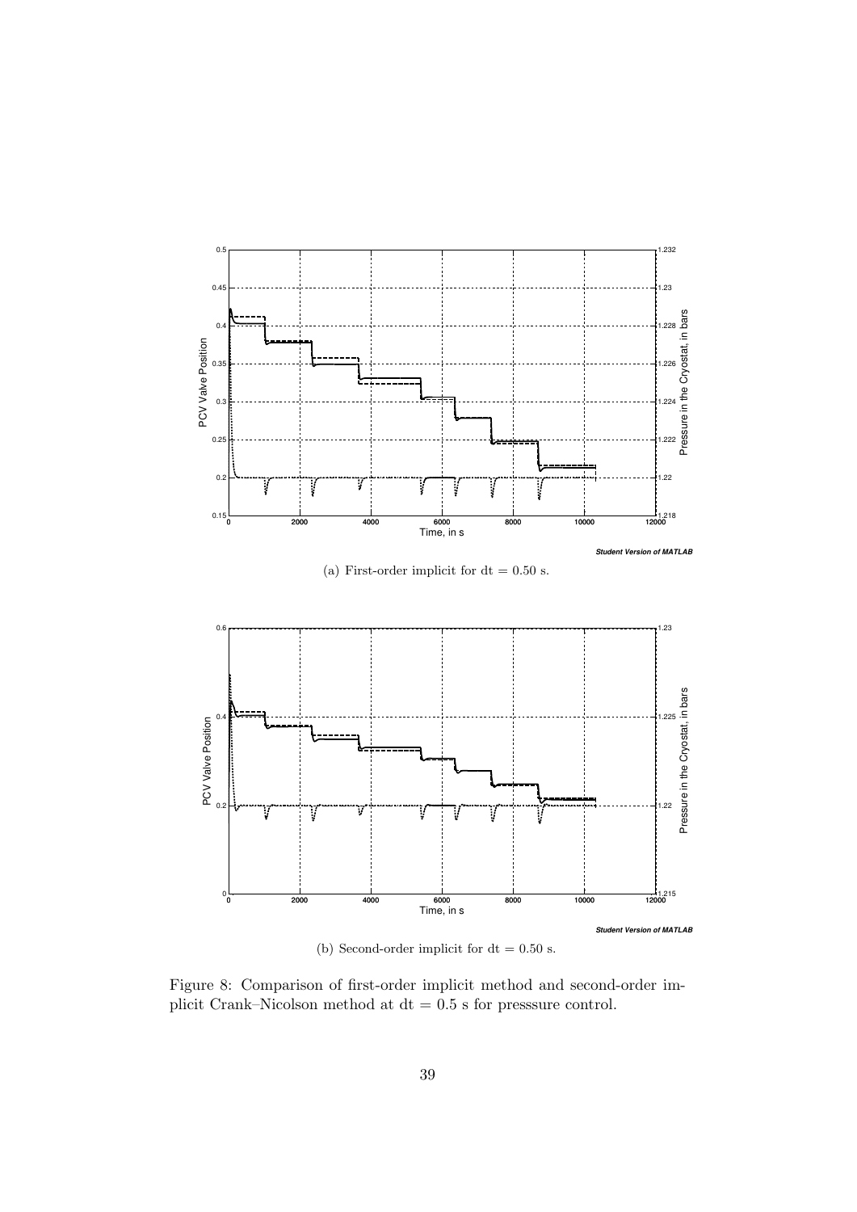(a) First-order implicit for dt = 0.50 s.

(b) Second-order implicit for dt = 0.50 s.

Figure 8: Comparison of first-order implicit method and second-order implicit Crank–Nicolson method at dt = 0.5 s for presssure control.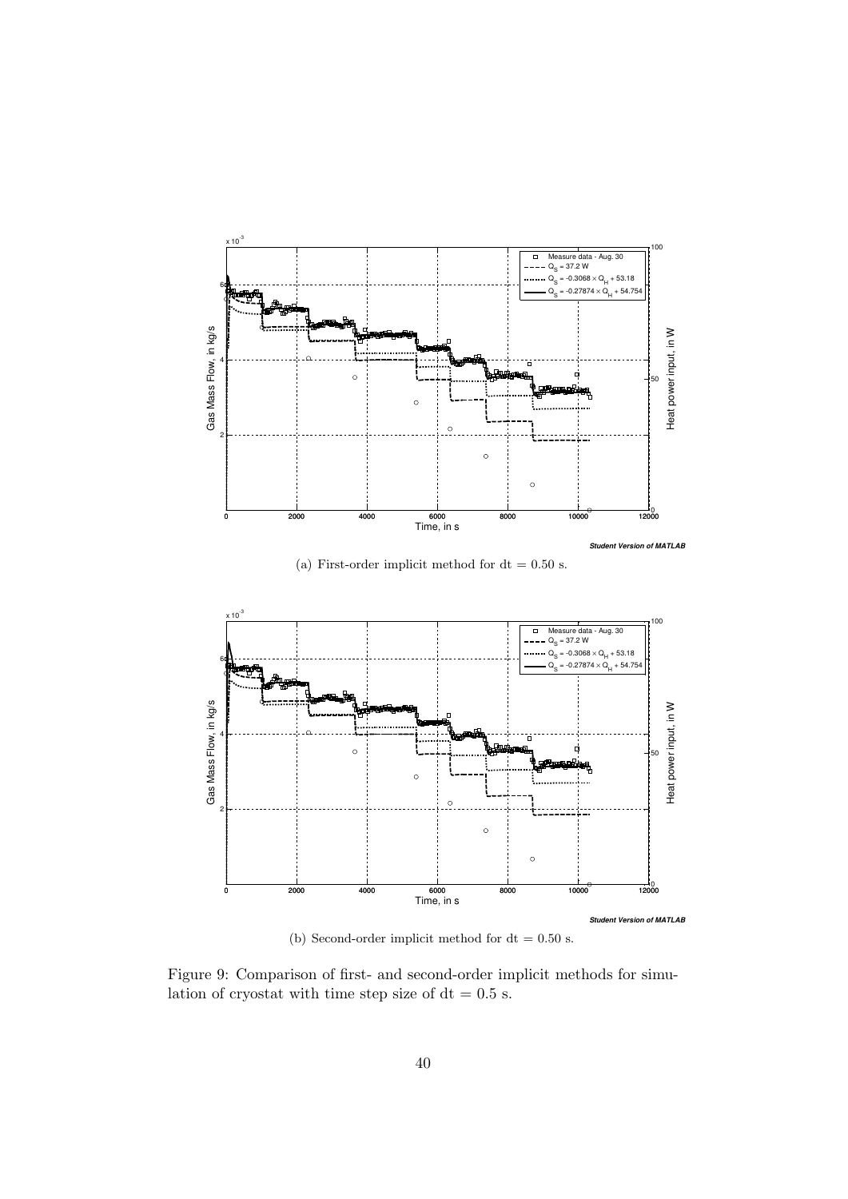(a) First-order implicit method for dt = 0.50 s.

(b) Second-order implicit method for dt = 0.50 s.

Figure 9: Comparison of first- and second-order implicit methods for simulation of cryostat with time step size of dt = 0.5 s.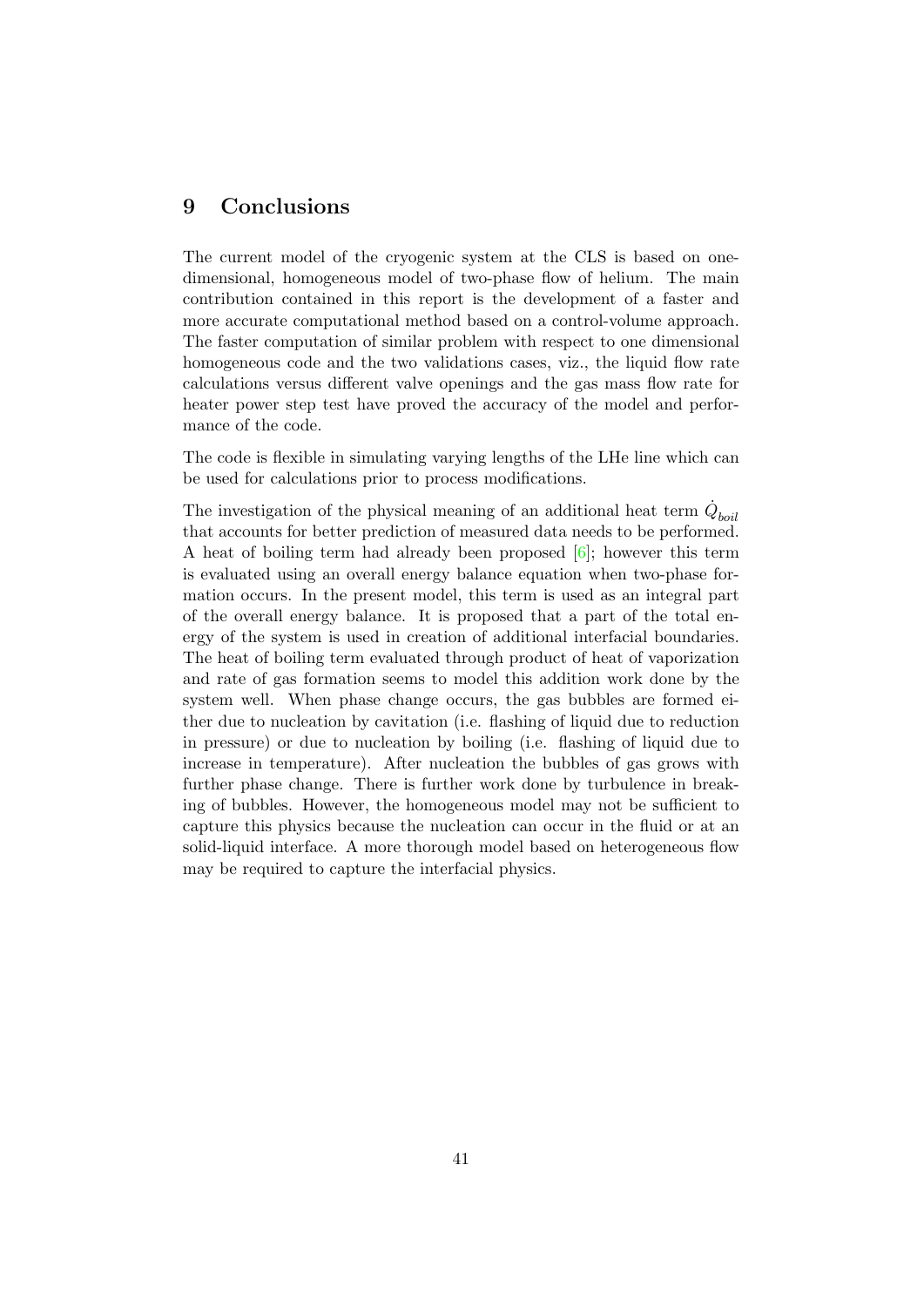## 9 Conclusions

The current model of the cryogenic system at the CLS is based on one-dimensional, homogeneous model of two-phase flow of helium. The main contribution contained in this report is the development of a faster and more accurate computational method based on a control-volume approach. The faster computation of similar problem with respect to one dimensional homogeneous code and the two validations cases, viz., the liquid flow rate calculations versus different valve openings and the gas mass flow rate for heater power step test have proved the accuracy of the model and performance of the code.

The code is flexible in simulating varying lengths of the LHe line which can be used for calculations prior to process modifications.

The investigation of the physical meaning of an additional heat term $\dot{Q}_{boil}$ that accounts for better prediction of measured data needs to be performed. A heat of boiling term had already been proposed [6]; however this term is evaluated using an overall energy balance equation when two-phase formation occurs. In the present model, this term is used as an integral part of the overall energy balance. It is proposed that a part of the total energy of the system is used in creation of additional interfacial boundaries. The heat of boiling term evaluated through product of heat of vaporization and rate of gas formation seems to model this addition work done by the system well. When phase change occurs, the gas bubbles are formed either due to nucleation by cavitation (i.e. flashing of liquid due to reduction in pressure) or due to nucleation by boiling (i.e. flashing of liquid due to increase in temperature). After nucleation the bubbles of gas grows with further phase change. There is further work done by turbulence in breaking of bubbles. However, the homogeneous model may not be sufficient to capture this physics because the nucleation can occur in the fluid or at an solid-liquid interface. A more thorough model based on heterogeneous flow may be required to capture the interfacial physics.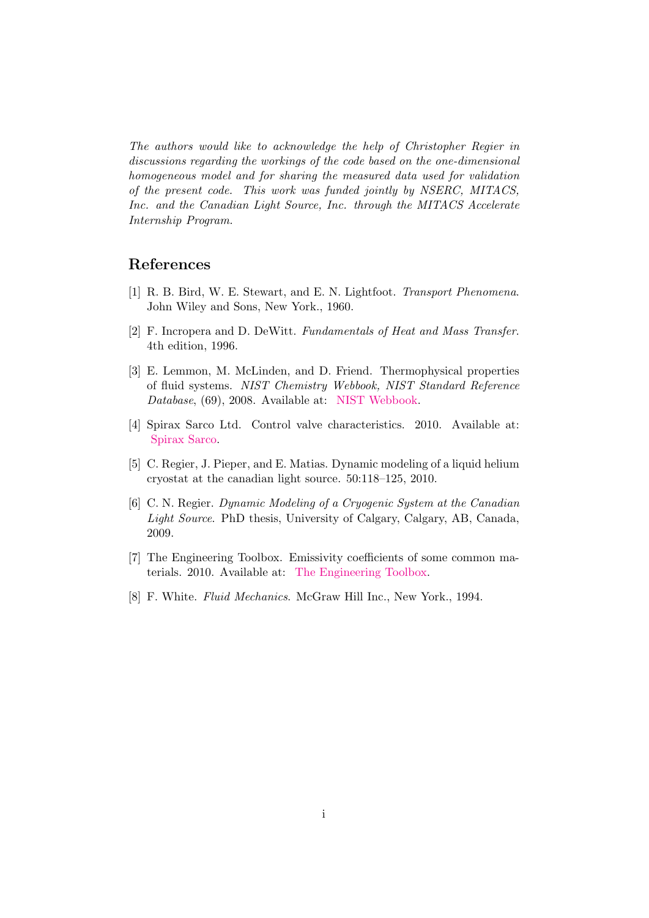*The authors would like to acknowledge the help of Christopher Regier in discussions regarding the workings of the code based on the one-dimensional homogeneous model and for sharing the measured data used for validation of the present code. This work was funded jointly by NSERC, MITACS, Inc. and the Canadian Light Source, Inc. through the MITACS Accelerate Internship Program.*

## References

[1] R. B. Bird, W. E. Stewart, and E. N. Lightfoot. *Transport Phenomena*. John Wiley and Sons, New York., 1960.

[2] F. Incropera and D. DeWitt. *Fundamentals of Heat and Mass Transfer*. 4th edition, 1996.

[3] E. Lemmon, M. McLinden, and D. Friend. Thermophysical properties of fluid systems. *NIST Chemistry Webbook, NIST Standard Reference Database*, (69), 2008. Available at: NIST Webbook.

[4] Spirax Sarco Ltd. Control valve characteristics. 2010. Available at: Spirax Sarco.

[5] C. Regier, J. Pieper, and E. Matias. Dynamic modeling of a liquid helium cryostat at the canadian light source. 50:118–125, 2010.

[6] C. N. Regier. *Dynamic Modeling of a Cryogenic System at the Canadian Light Source*. PhD thesis, University of Calgary, Calgary, AB, Canada, 2009.

[7] The Engineering Toolbox. Emissivity coefficients of some common materials. 2010. Available at: The Engineering Toolbox.

[8] F. White. *Fluid Mechanics*. McGraw Hill Inc., New York., 1994.